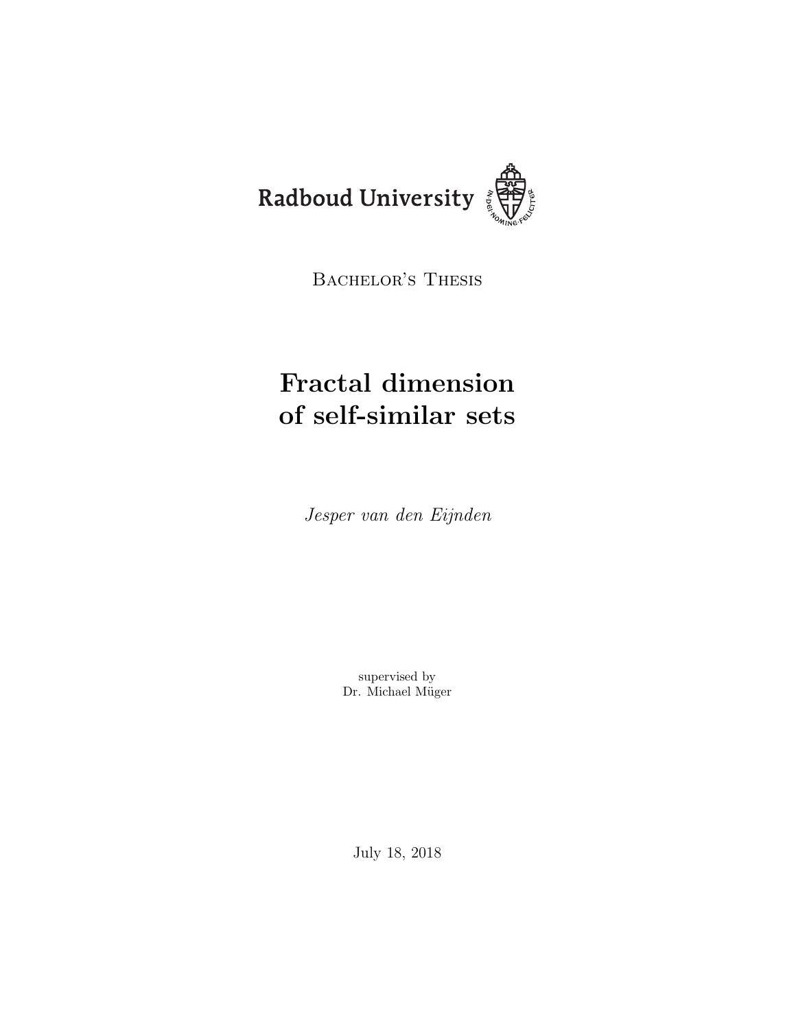Radboud University

Bachelor's Thesis

# Fractal dimension of self-similar sets

*Jesper van den Eijnden*

supervised by
Dr. Michael Müger

July 18, 2018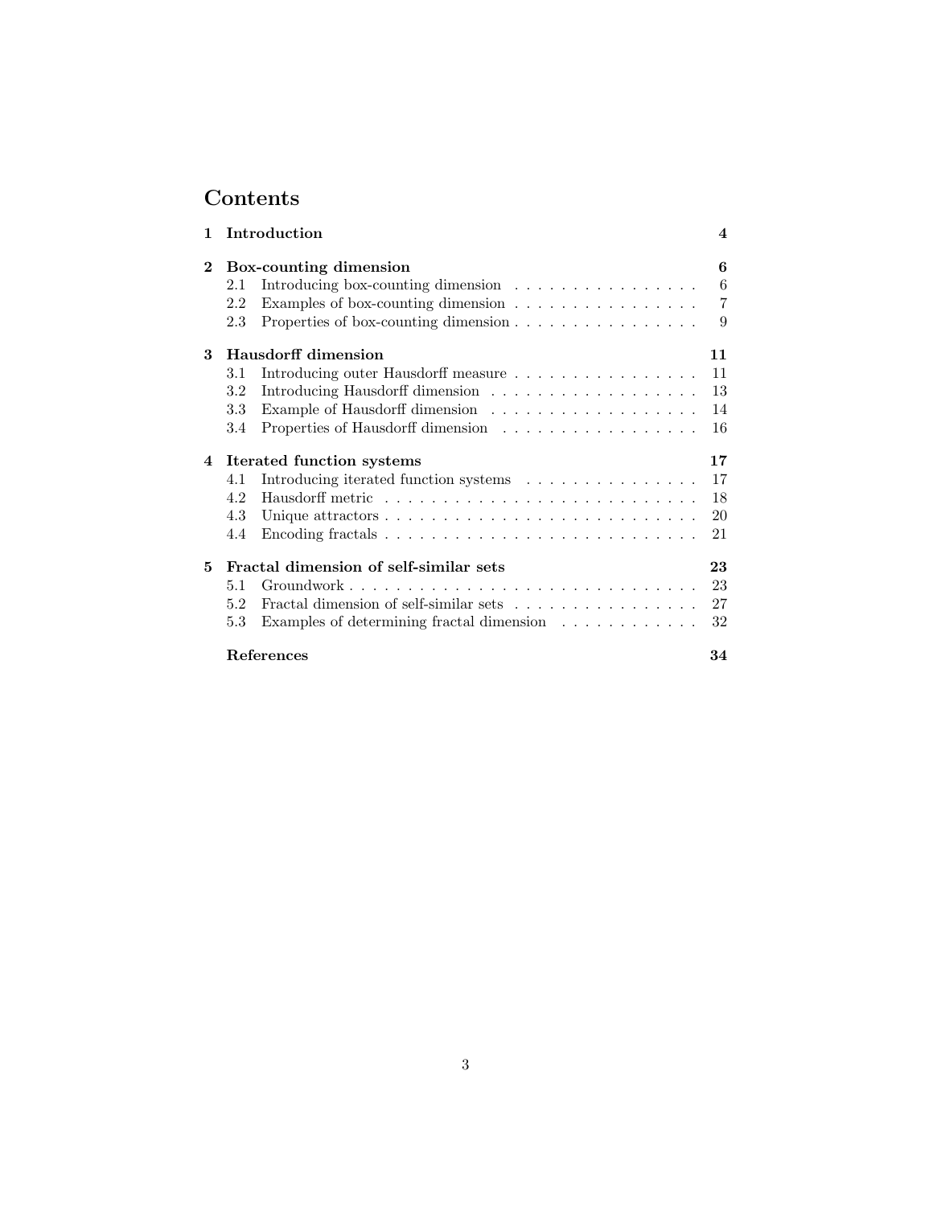# Contents

**1 Introduction** **4**

**2 Box-counting dimension** **6**
- 2.1 Introducing box-counting dimension . . . . . . . . . . . . . . . . 6
- 2.2 Examples of box-counting dimension . . . . . . . . . . . . . . . . 7
- 2.3 Properties of box-counting dimension . . . . . . . . . . . . . . . . 9

**3 Hausdorff dimension** **11**
- 3.1 Introducing outer Hausdorff measure . . . . . . . . . . . . . . . . 11
- 3.2 Introducing Hausdorff dimension . . . . . . . . . . . . . . . . . . 13
- 3.3 Example of Hausdorff dimension . . . . . . . . . . . . . . . . . . 14
- 3.4 Properties of Hausdorff dimension . . . . . . . . . . . . . . . . . 16

**4 Iterated function systems** **17**
- 4.1 Introducing iterated function systems . . . . . . . . . . . . . . . 17
- 4.2 Hausdorff metric . . . . . . . . . . . . . . . . . . . . . . . . . . . 18
- 4.3 Unique attractors . . . . . . . . . . . . . . . . . . . . . . . . . . . 20
- 4.4 Encoding fractals . . . . . . . . . . . . . . . . . . . . . . . . . . . 21

**5 Fractal dimension of self-similar sets** **23**
- 5.1 Groundwork . . . . . . . . . . . . . . . . . . . . . . . . . . . . . . 23
- 5.2 Fractal dimension of self-similar sets . . . . . . . . . . . . . . . . 27
- 5.3 Examples of determining fractal dimension . . . . . . . . . . . . 32

**References** **34**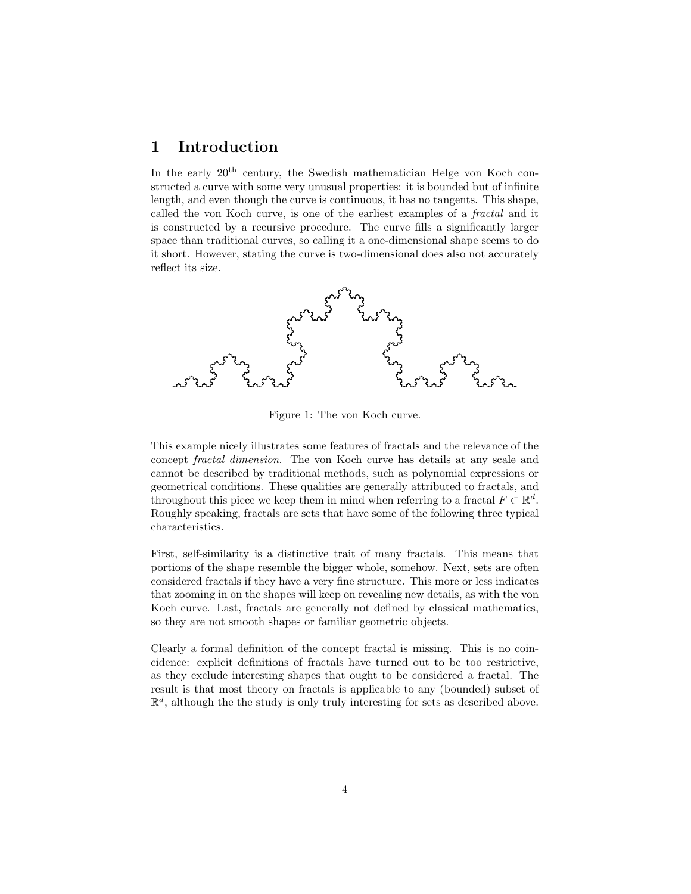# 1 Introduction

In the early 20th century, the Swedish mathematician Helge von Koch constructed a curve with some very unusual properties: it is bounded but of infinite length, and even though the curve is continuous, it has no tangents. This shape, called the von Koch curve, is one of the earliest examples of a *fractal* and it is constructed by a recursive procedure. The curve fills a significantly larger space than traditional curves, so calling it a one-dimensional shape seems to do it short. However, stating the curve is two-dimensional does also not accurately reflect its size.

Figure 1: The von Koch curve.

This example nicely illustrates some features of fractals and the relevance of the concept *fractal dimension*. The von Koch curve has details at any scale and cannot be described by traditional methods, such as polynomial expressions or geometrical conditions. These qualities are generally attributed to fractals, and throughout this piece we keep them in mind when referring to a fractal $F \subset \mathbb{R}^d$. Roughly speaking, fractals are sets that have some of the following three typical characteristics.

First, self-similarity is a distinctive trait of many fractals. This means that portions of the shape resemble the bigger whole, somehow. Next, sets are often considered fractals if they have a very fine structure. This more or less indicates that zooming in on the shapes will keep on revealing new details, as with the von Koch curve. Last, fractals are generally not defined by classical mathematics, so they are not smooth shapes or familiar geometric objects.

Clearly a formal definition of the concept fractal is missing. This is no coincidence: explicit definitions of fractals have turned out to be too restrictive, as they exclude interesting shapes that ought to be considered a fractal. The result is that most theory on fractals is applicable to any (bounded) subset of $\mathbb{R}^d$, although the the study is only truly interesting for sets as described above.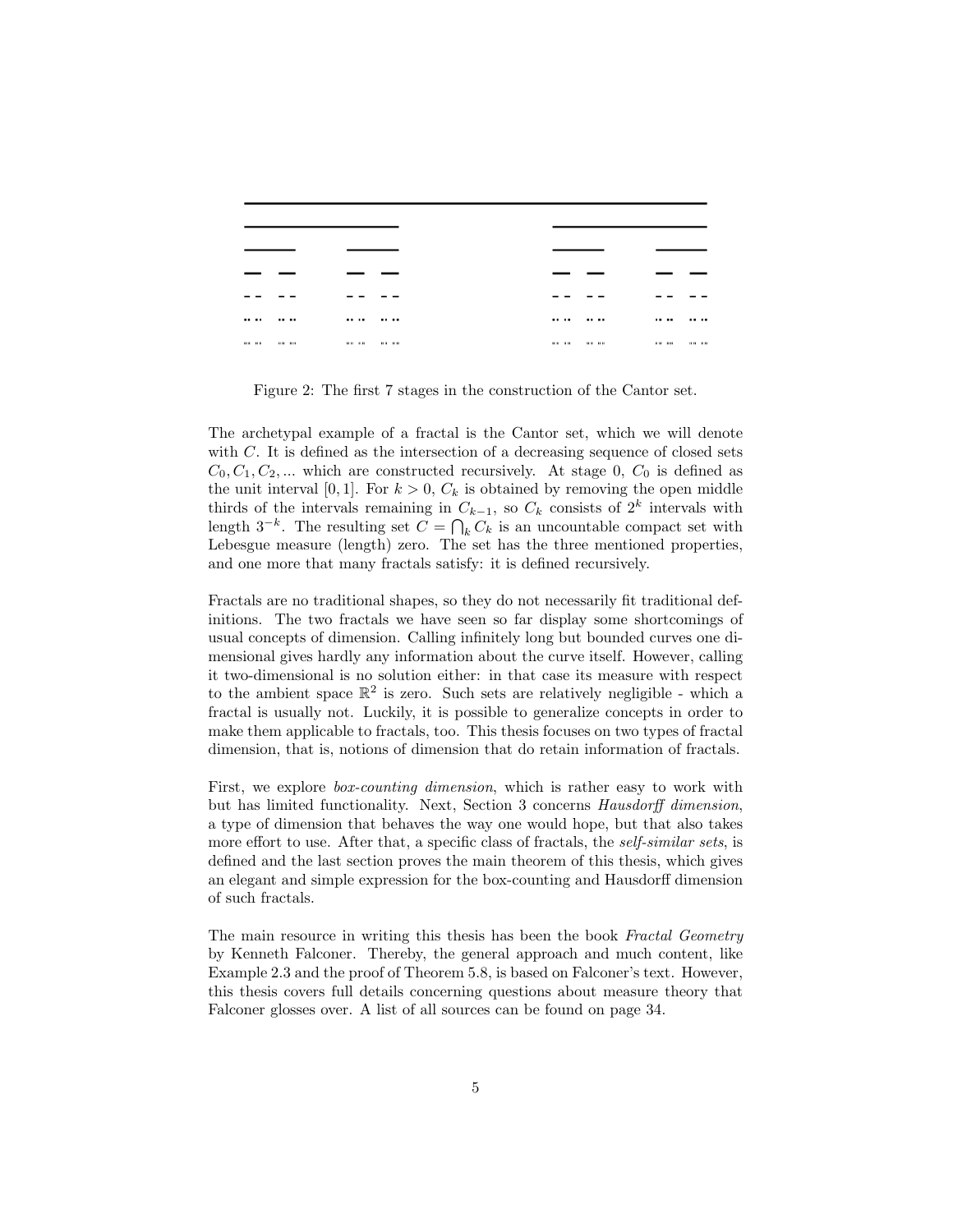Figure 2: The first 7 stages in the construction of the Cantor set.

The archetypal example of a fractal is the Cantor set, which we will denote with $C$. It is defined as the intersection of a decreasing sequence of closed sets $C_0, C_1, C_2, ...$ which are constructed recursively. At stage 0, $C_0$ is defined as the unit interval $[0, 1]$. For $k > 0$, $C_k$ is obtained by removing the open middle thirds of the intervals remaining in $C_{k-1}$, so $C_k$ consists of $2^k$ intervals with length $3^{-k}$. The resulting set $C = \bigcap_k C_k$ is an uncountable compact set with Lebesgue measure (length) zero. The set has the three mentioned properties, and one more that many fractals satisfy: it is defined recursively.

Fractals are no traditional shapes, so they do not necessarily fit traditional definitions. The two fractals we have seen so far display some shortcomings of usual concepts of dimension. Calling infinitely long but bounded curves one dimensional gives hardly any information about the curve itself. However, calling it two-dimensional is no solution either: in that case its measure with respect to the ambient space $\mathbb{R}^2$ is zero. Such sets are relatively negligible - which a fractal is usually not. Luckily, it is possible to generalize concepts in order to make them applicable to fractals, too. This thesis focuses on two types of fractal dimension, that is, notions of dimension that do retain information of fractals.

First, we explore *box-counting dimension*, which is rather easy to work with but has limited functionality. Next, Section 3 concerns *Hausdorff dimension*, a type of dimension that behaves the way one would hope, but that also takes more effort to use. After that, a specific class of fractals, the *self-similar sets*, is defined and the last section proves the main theorem of this thesis, which gives an elegant and simple expression for the box-counting and Hausdorff dimension of such fractals.

The main resource in writing this thesis has been the book *Fractal Geometry* by Kenneth Falconer. Thereby, the general approach and much content, like Example 2.3 and the proof of Theorem 5.8, is based on Falconer's text. However, this thesis covers full details concerning questions about measure theory that Falconer glosses over. A list of all sources can be found on page 34.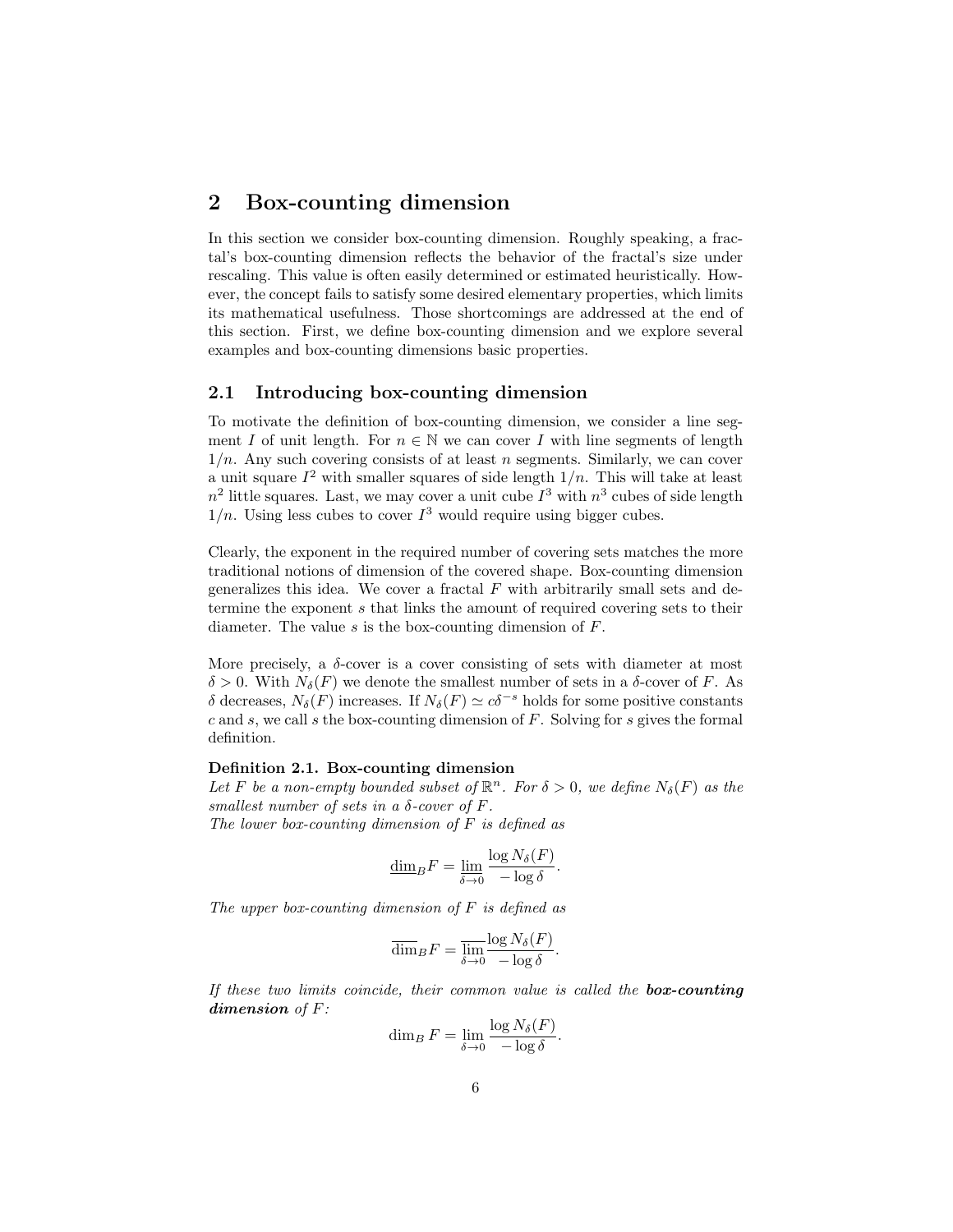# 2 Box-counting dimension

In this section we consider box-counting dimension. Roughly speaking, a fractal's box-counting dimension reflects the behavior of the fractal's size under rescaling. This value is often easily determined or estimated heuristically. However, the concept fails to satisfy some desired elementary properties, which limits its mathematical usefulness. Those shortcomings are addressed at the end of this section. First, we define box-counting dimension and we explore several examples and box-counting dimensions basic properties.

## 2.1 Introducing box-counting dimension

To motivate the definition of box-counting dimension, we consider a line segment $I$ of unit length. For $n \in \mathbb{N}$ we can cover $I$ with line segments of length $1/n$. Any such covering consists of at least $n$ segments. Similarly, we can cover a unit square $I^2$ with smaller squares of side length $1/n$. This will take at least $n^2$ little squares. Last, we may cover a unit cube $I^3$ with $n^3$ cubes of side length $1/n$. Using less cubes to cover $I^3$ would require using bigger cubes.

Clearly, the exponent in the required number of covering sets matches the more traditional notions of dimension of the covered shape. Box-counting dimension generalizes this idea. We cover a fractal $F$ with arbitrarily small sets and determine the exponent $s$ that links the amount of required covering sets to their diameter. The value $s$ is the box-counting dimension of $F$.

More precisely, a $\delta$-cover is a cover consisting of sets with diameter at most $\delta > 0$. With $N_\delta(F)$ we denote the smallest number of sets in a $\delta$-cover of $F$. As $\delta$ decreases, $N_\delta(F)$ increases. If $N_\delta(F) \simeq c\delta^{-s}$ holds for some positive constants $c$ and $s$, we call $s$ the box-counting dimension of $F$. Solving for $s$ gives the formal definition.

**Definition 2.1. Box-counting dimension**
*Let $F$ be a non-empty bounded subset of $\mathbb{R}^n$. For $\delta > 0$, we define $N_\delta(F)$ as the smallest number of sets in a $\delta$-cover of $F$.*
*The lower box-counting dimension of $F$ is defined as*

$$\underline{\dim}_B F = \underline{\lim}_{\delta \to 0} \frac{\log N_\delta(F)}{-\log \delta}.$$

*The upper box-counting dimension of $F$ is defined as*

$$\overline{\dim}_B F = \overline{\lim}_{\delta \to 0} \frac{\log N_\delta(F)}{-\log \delta}.$$

*If these two limits coincide, their common value is called the **box-counting dimension** of $F$:*

$$\dim_B F = \lim_{\delta \to 0} \frac{\log N_\delta(F)}{-\log \delta}.$$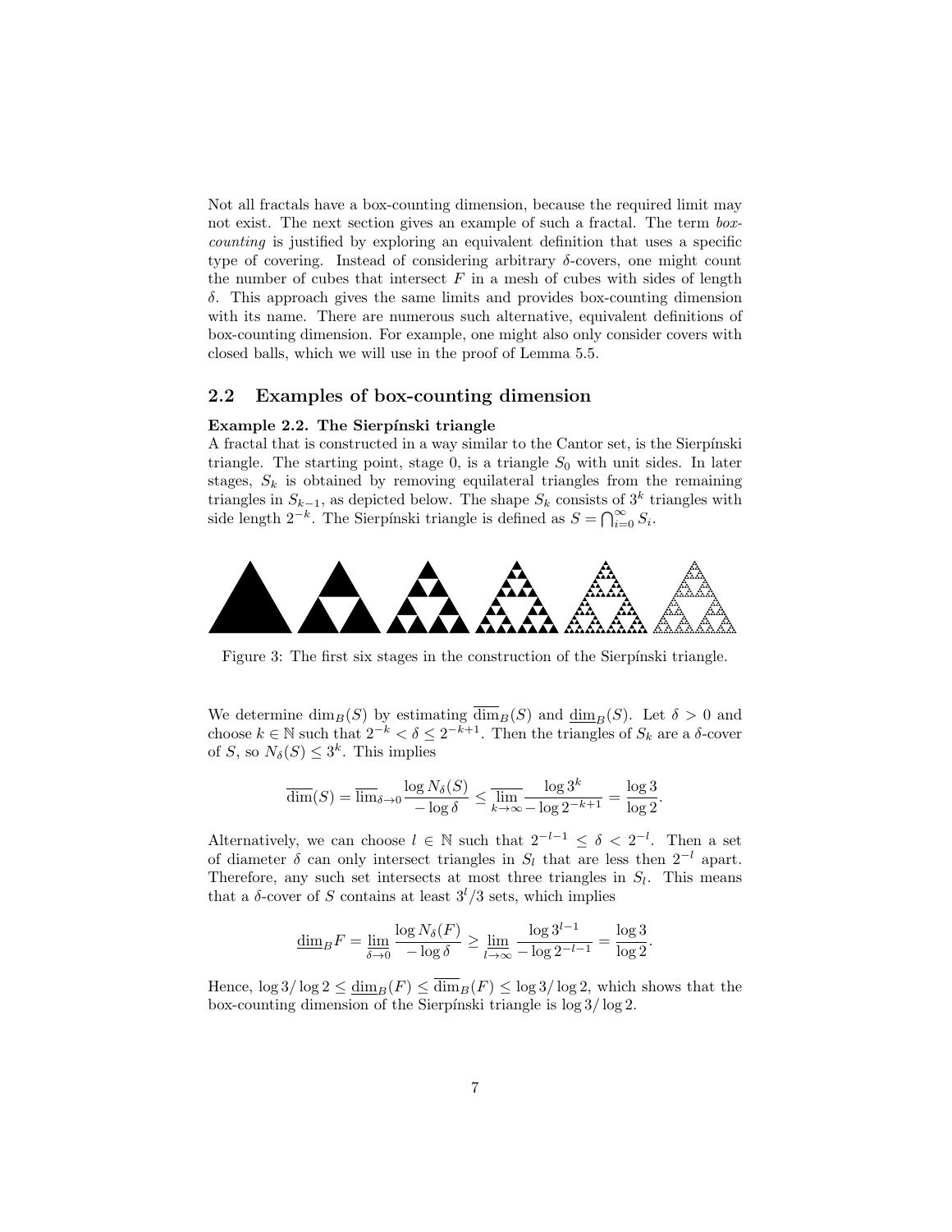Not all fractals have a box-counting dimension, because the required limit may not exist. The next section gives an example of such a fractal. The term *box-counting* is justified by exploring an equivalent definition that uses a specific type of covering. Instead of considering arbitrary $\delta$-covers, one might count the number of cubes that intersect $F$ in a mesh of cubes with sides of length $\delta$. This approach gives the same limits and provides box-counting dimension with its name. There are numerous such alternative, equivalent definitions of box-counting dimension. For example, one might also only consider covers with closed balls, which we will use in the proof of Lemma 5.5.

## 2.2 Examples of box-counting dimension

**Example 2.2. The Sierpínski triangle**
A fractal that is constructed in a way similar to the Cantor set, is the Sierpínski triangle. The starting point, stage 0, is a triangle $S_0$ with unit sides. In later stages, $S_k$ is obtained by removing equilateral triangles from the remaining triangles in $S_{k-1}$, as depicted below. The shape $S_k$ consists of $3^k$ triangles with side length $2^{-k}$. The Sierpínski triangle is defined as $S = \bigcap_{i=0}^{\infty} S_i$.

Figure 3: The first six stages in the construction of the Sierpínski triangle.

We determine $\dim_B(S)$ by estimating $\overline{\dim}_B(S)$ and $\underline{\dim}_B(S)$. Let $\delta > 0$ and choose $k \in \mathbb{N}$ such that $2^{-k} < \delta \leq 2^{-k+1}$. Then the triangles of $S_k$ are a $\delta$-cover of $S$, so $N_\delta(S) \leq 3^k$. This implies

$$\overline{\dim}(S) = \overline{\lim}_{\delta \to 0} \frac{\log N_\delta(S)}{-\log \delta} \leq \overline{\lim_{k \to \infty}} \frac{\log 3^k}{-\log 2^{-k+1}} = \frac{\log 3}{\log 2}.$$

Alternatively, we can choose $l \in \mathbb{N}$ such that $2^{-l-1} \leq \delta < 2^{-l}$. Then a set of diameter $\delta$ can only intersect triangles in $S_l$ that are less then $2^{-l}$ apart. Therefore, any such set intersects at most three triangles in $S_l$. This means that a $\delta$-cover of $S$ contains at least $3^l/3$ sets, which implies

$$\underline{\dim}_B F = \underline{\lim}_{\delta \to 0} \frac{\log N_\delta(F)}{-\log \delta} \geq \underline{\lim}_{l \to \infty} \frac{\log 3^{l-1}}{-\log 2^{-l-1}} = \frac{\log 3}{\log 2}.$$

Hence, $\log 3/\log 2 \leq \underline{\dim}_B(F) \leq \overline{\dim}_B(F) \leq \log 3/\log 2$, which shows that the box-counting dimension of the Sierpínski triangle is $\log 3/\log 2$.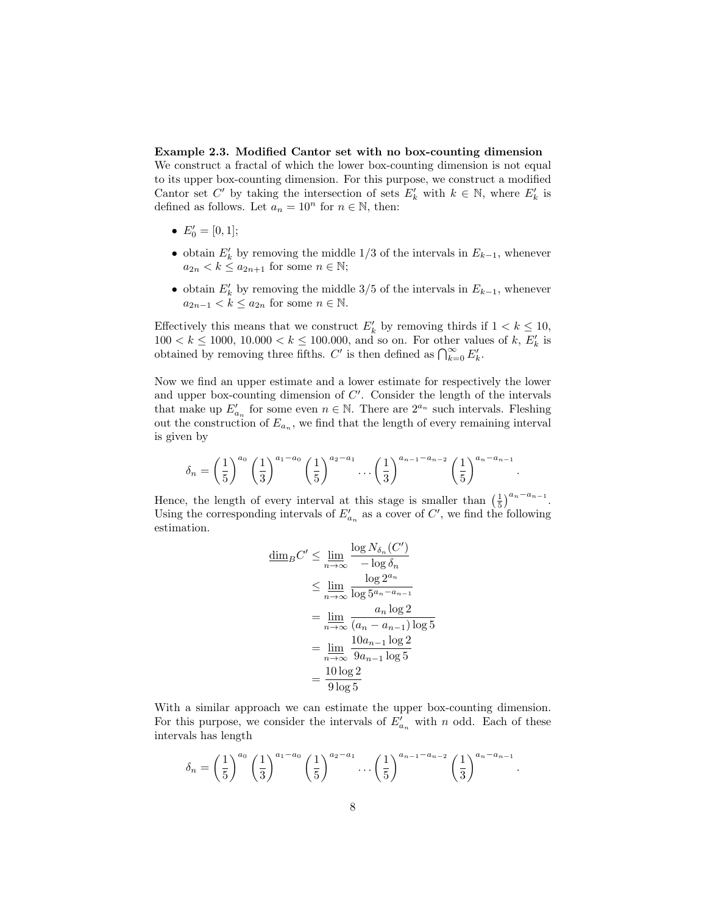**Example 2.3. Modified Cantor set with no box-counting dimension**
We construct a fractal of which the lower box-counting dimension is not equal to its upper box-counting dimension. For this purpose, we construct a modified Cantor set $C'$ by taking the intersection of sets $E'_k$ with $k \in \mathbb{N}$, where $E'_k$ is defined as follows. Let $a_n = 10^n$ for $n \in \mathbb{N}$, then:

- $E'_0 = [0, 1]$;
- obtain $E'_k$ by removing the middle $1/3$ of the intervals in $E_{k-1}$, whenever $a_{2n} < k \leq a_{2n+1}$ for some $n \in \mathbb{N}$;
- obtain $E'_k$ by removing the middle $3/5$ of the intervals in $E_{k-1}$, whenever $a_{2n-1} < k \leq a_{2n}$ for some $n \in \mathbb{N}$.

Effectively this means that we construct $E'_k$ by removing thirds if $1 < k \leq 10$, $100 < k \leq 1000$, $10.000 < k \leq 100.000$, and so on. For other values of $k$, $E'_k$ is obtained by removing three fifths. $C'$ is then defined as $\bigcap_{k=0}^{\infty} E'_k$.

Now we find an upper estimate and a lower estimate for respectively the lower and upper box-counting dimension of $C'$. Consider the length of the intervals that make up $E'_{a_n}$ for some even $n \in \mathbb{N}$. There are $2^{a_n}$ such intervals. Fleshing out the construction of $E_{a_n}$, we find that the length of every remaining interval is given by

$$\delta_n = \left(\frac{1}{5}\right)^{a_0} \left(\frac{1}{3}\right)^{a_1 - a_0} \left(\frac{1}{5}\right)^{a_2 - a_1} \cdots \left(\frac{1}{3}\right)^{a_{n-1} - a_{n-2}} \left(\frac{1}{5}\right)^{a_n - a_{n-1}}.$$

Hence, the length of every interval at this stage is smaller than $\left(\frac{1}{5}\right)^{a_n - a_{n-1}}$. Using the corresponding intervals of $E'_{a_n}$ as a cover of $C'$, we find the following estimation.

$$\begin{aligned}
\underline{\dim}_B C' &\leq \varliminf_{n\to\infty} \frac{\log N_{\delta_n}(C')}{-\log \delta_n} \\
&\leq \varliminf_{n\to\infty} \frac{\log 2^{a_n}}{\log 5^{a_n - a_{n-1}}} \\
&= \varliminf_{n\to\infty} \frac{a_n \log 2}{(a_n - a_{n-1}) \log 5} \\
&= \varliminf_{n\to\infty} \frac{10 a_{n-1} \log 2}{9 a_{n-1} \log 5} \\
&= \frac{10 \log 2}{9 \log 5}
\end{aligned}$$

With a similar approach we can estimate the upper box-counting dimension. For this purpose, we consider the intervals of $E'_{a_n}$ with $n$ odd. Each of these intervals has length

$$\delta_n = \left(\frac{1}{5}\right)^{a_0} \left(\frac{1}{3}\right)^{a_1 - a_0} \left(\frac{1}{5}\right)^{a_2 - a_1} \cdots \left(\frac{1}{5}\right)^{a_{n-1} - a_{n-2}} \left(\frac{1}{3}\right)^{a_n - a_{n-1}}.$$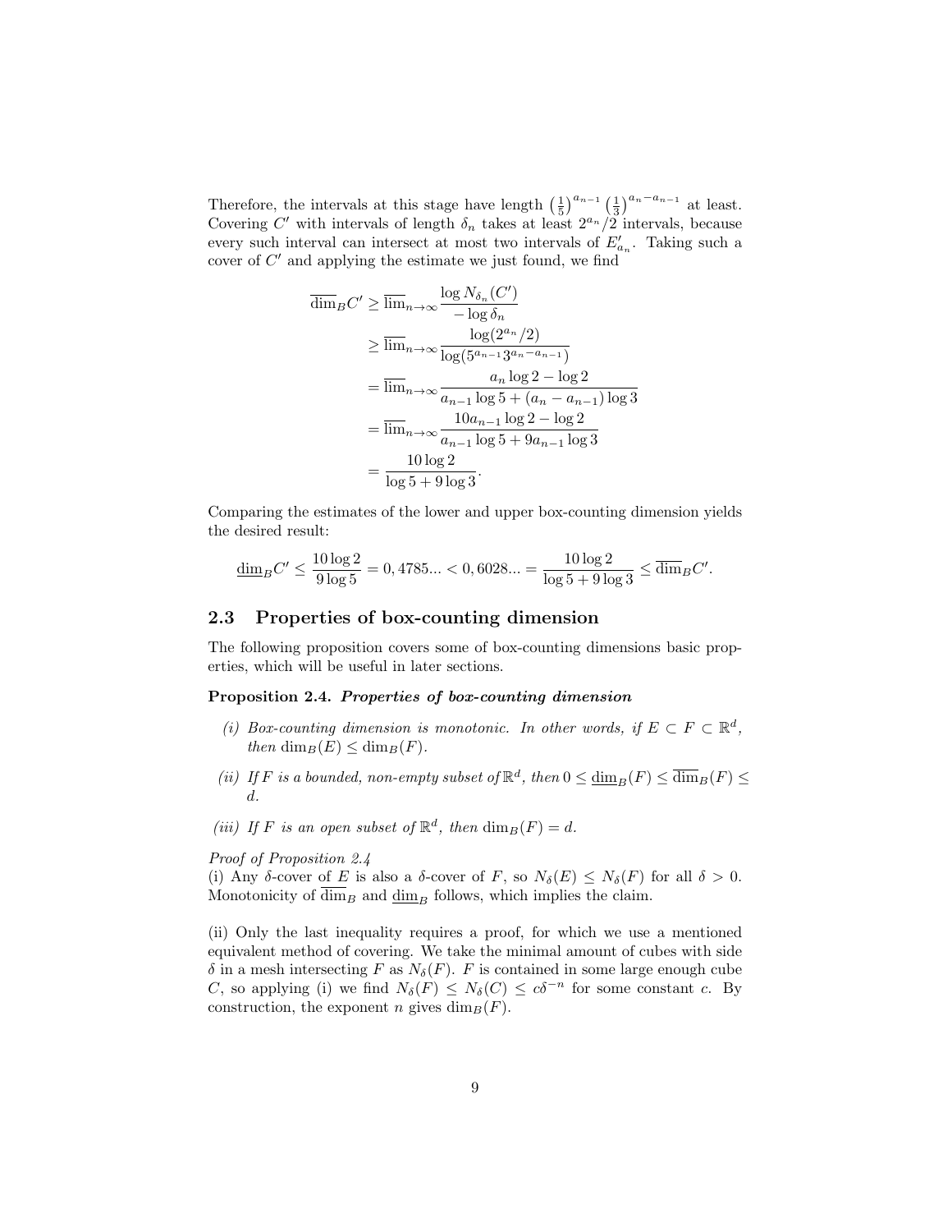Therefore, the intervals at this stage have length $\left(\frac{1}{5}\right)^{a_{n-1}}\left(\frac{1}{3}\right)^{a_n-a_{n-1}}$ at least. Covering $C'$ with intervals of length $\delta_n$ takes at least $2^{a_n}/2$ intervals, because every such interval can intersect at most two intervals of $E'_{a_n}$. Taking such a cover of $C'$ and applying the estimate we just found, we find

$$
\begin{aligned}
\overline{\dim}_B C' &\geq \overline{\lim}_{n\to\infty} \frac{\log N_{\delta_n}(C')}{-\log \delta_n} \\
&\geq \overline{\lim}_{n\to\infty} \frac{\log(2^{a_n}/2)}{\log(5^{a_{n-1}} 3^{a_n - a_{n-1}})} \\
&= \overline{\lim}_{n\to\infty} \frac{a_n \log 2 - \log 2}{a_{n-1}\log 5 + (a_n - a_{n-1})\log 3} \\
&= \overline{\lim}_{n\to\infty} \frac{10 a_{n-1}\log 2 - \log 2}{a_{n-1}\log 5 + 9a_{n-1}\log 3} \\
&= \frac{10\log 2}{\log 5 + 9\log 3}.
\end{aligned}
$$

Comparing the estimates of the lower and upper box-counting dimension yields the desired result:

$$
\underline{\dim}_B C' \leq \frac{10\log 2}{9\log 5} = 0,4785... < 0,6028... = \frac{10\log 2}{\log 5 + 9\log 3} \leq \overline{\dim}_B C'.
$$

## 2.3 Properties of box-counting dimension

The following proposition covers some of box-counting dimensions basic properties, which will be useful in later sections.

**Proposition 2.4.** ***Properties of box-counting dimension***

*(i) Box-counting dimension is monotonic. In other words, if $E \subset F \subset \mathbb{R}^d$, then $\dim_B(E) \leq \dim_B(F)$.*

*(ii) If $F$ is a bounded, non-empty subset of $\mathbb{R}^d$, then $0 \leq \underline{\dim}_B(F) \leq \overline{\dim}_B(F) \leq d$.*

*(iii) If $F$ is an open subset of $\mathbb{R}^d$, then $\dim_B(F) = d$.*

*Proof of Proposition 2.4*
(i) Any $\delta$-cover of $E$ is also a $\delta$-cover of $F$, so $N_\delta(E) \leq N_\delta(F)$ for all $\delta > 0$. Monotonicity of $\overline{\dim}_B$ and $\underline{\dim}_B$ follows, which implies the claim.

(ii) Only the last inequality requires a proof, for which we use a mentioned equivalent method of covering. We take the minimal amount of cubes with side $\delta$ in a mesh intersecting $F$ as $N_\delta(F)$. $F$ is contained in some large enough cube $C$, so applying (i) we find $N_\delta(F) \leq N_\delta(C) \leq c\delta^{-n}$ for some constant $c$. By construction, the exponent $n$ gives $\dim_B(F)$.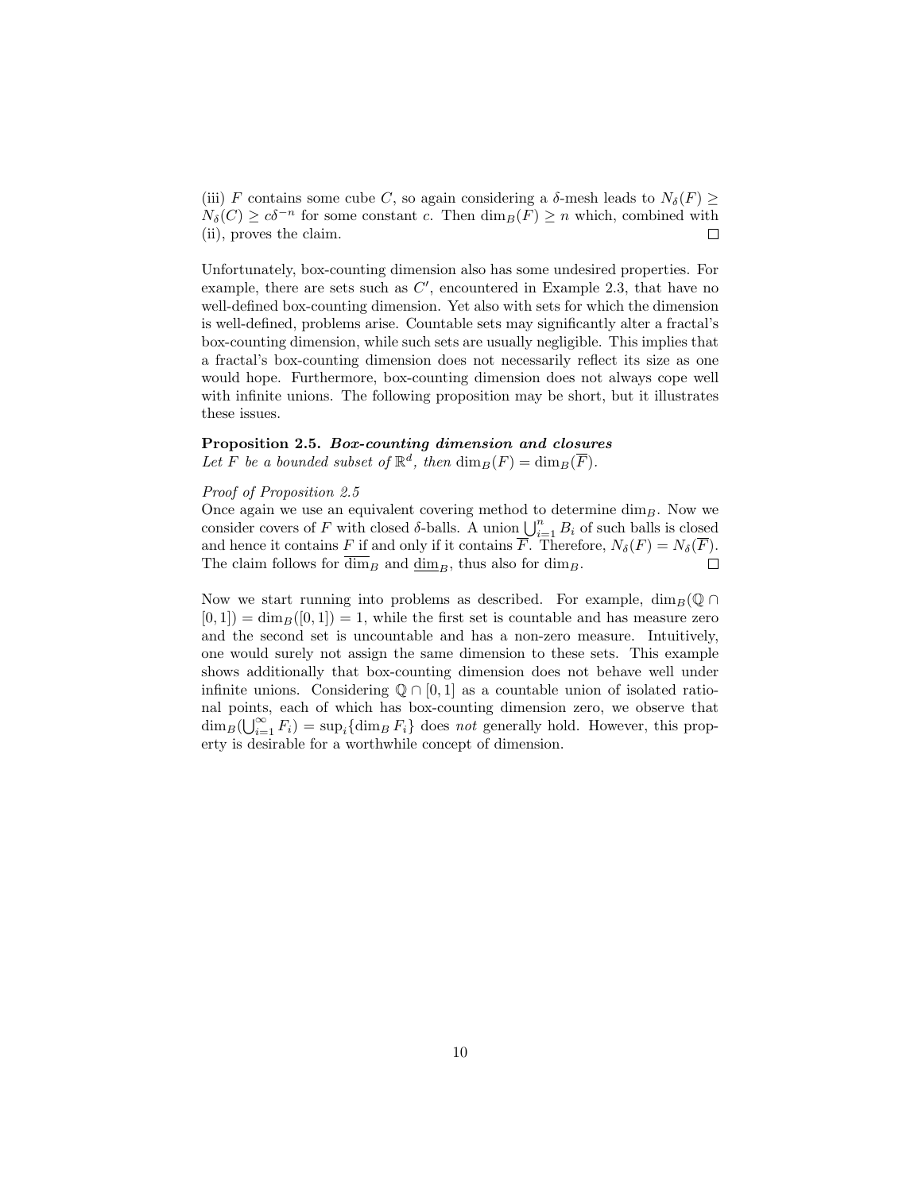(iii) $F$ contains some cube $C$, so again considering a $\delta$-mesh leads to $N_\delta(F) \geq N_\delta(C) \geq c\delta^{-n}$ for some constant $c$. Then $\dim_B(F) \geq n$ which, combined with (ii), proves the claim. $\square$

Unfortunately, box-counting dimension also has some undesired properties. For example, there are sets such as $C'$, encountered in Example 2.3, that have no well-defined box-counting dimension. Yet also with sets for which the dimension is well-defined, problems arise. Countable sets may significantly alter a fractal's box-counting dimension, while such sets are usually negligible. This implies that a fractal's box-counting dimension does not necessarily reflect its size as one would hope. Furthermore, box-counting dimension does not always cope well with infinite unions. The following proposition may be short, but it illustrates these issues.

**Proposition 2.5.** ***Box-counting dimension and closures***
*Let $F$ be a bounded subset of $\mathbb{R}^d$, then $\dim_B(F) = \dim_B(\overline{F})$.*

*Proof of Proposition 2.5*
Once again we use an equivalent covering method to determine $\dim_B$. Now we consider covers of $F$ with closed $\delta$-balls. A union $\bigcup_{i=1}^n B_i$ of such balls is closed and hence it contains $F$ if and only if it contains $\overline{F}$. Therefore, $N_\delta(F) = N_\delta(\overline{F})$. The claim follows for $\overline{\dim}_B$ and $\underline{\dim}_B$, thus also for $\dim_B$. $\square$

Now we start running into problems as described. For example, $\dim_B(\mathbb{Q} \cap [0,1]) = \dim_B([0,1]) = 1$, while the first set is countable and has measure zero and the second set is uncountable and has a non-zero measure. Intuitively, one would surely not assign the same dimension to these sets. This example shows additionally that box-counting dimension does not behave well under infinite unions. Considering $\mathbb{Q} \cap [0,1]$ as a countable union of isolated rational points, each of which has box-counting dimension zero, we observe that $\dim_B(\bigcup_{i=1}^\infty F_i) = \sup_i\{\dim_B F_i\}$ does *not* generally hold. However, this property is desirable for a worthwhile concept of dimension.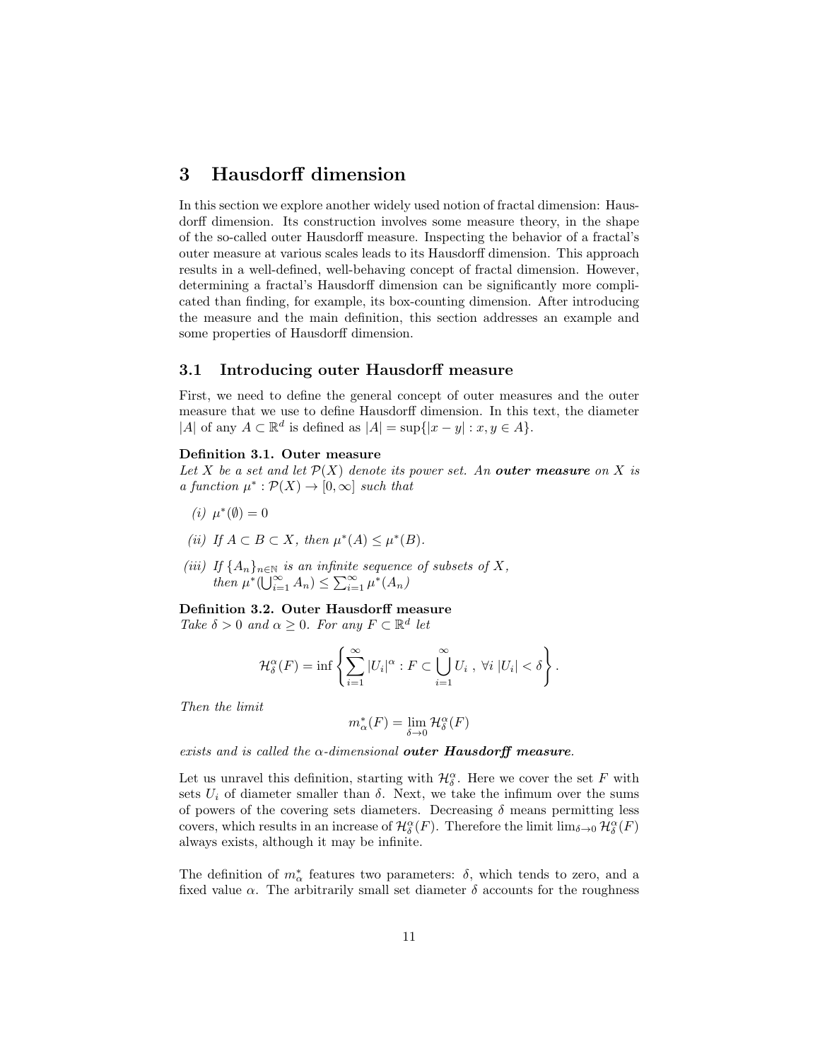# 3 Hausdorff dimension

In this section we explore another widely used notion of fractal dimension: Hausdorff dimension. Its construction involves some measure theory, in the shape of the so-called outer Hausdorff measure. Inspecting the behavior of a fractal's outer measure at various scales leads to its Hausdorff dimension. This approach results in a well-defined, well-behaving concept of fractal dimension. However, determining a fractal's Hausdorff dimension can be significantly more complicated than finding, for example, its box-counting dimension. After introducing the measure and the main definition, this section addresses an example and some properties of Hausdorff dimension.

## 3.1 Introducing outer Hausdorff measure

First, we need to define the general concept of outer measures and the outer measure that we use to define Hausdorff dimension. In this text, the diameter $|A|$ of any $A \subset \mathbb{R}^d$ is defined as $|A| = \sup\{|x - y| : x, y \in A\}$.

**Definition 3.1. Outer measure**
*Let $X$ be a set and let $\mathcal{P}(X)$ denote its power set. An* ***outer measure*** *on $X$ is a function $\mu^* : \mathcal{P}(X) \to [0, \infty]$ such that*

*(i)* $\mu^*(\emptyset) = 0$

*(ii) If $A \subset B \subset X$, then $\mu^*(A) \leq \mu^*(B)$.*

*(iii) If $\{A_n\}_{n\in\mathbb{N}}$ is an infinite sequence of subsets of $X$, then $\mu^*(\bigcup_{i=1}^{\infty} A_n) \leq \sum_{i=1}^{\infty} \mu^*(A_n)$*

**Definition 3.2. Outer Hausdorff measure**
*Take $\delta > 0$ and $\alpha \geq 0$. For any $F \subset \mathbb{R}^d$ let*

$$\mathcal{H}^{\alpha}_{\delta}(F) = \inf\left\{\sum_{i=1}^{\infty} |U_i|^{\alpha} : F \subset \bigcup_{i=1}^{\infty} U_i \ , \ \forall i \ |U_i| < \delta\right\}.$$

*Then the limit*

$$m^*_{\alpha}(F) = \lim_{\delta\to 0} \mathcal{H}^{\alpha}_{\delta}(F)$$

*exists and is called the $\alpha$-dimensional* ***outer Hausdorff measure****.*

Let us unravel this definition, starting with $\mathcal{H}^{\alpha}_{\delta}$. Here we cover the set $F$ with sets $U_i$ of diameter smaller than $\delta$. Next, we take the infimum over the sums of powers of the covering sets diameters. Decreasing $\delta$ means permitting less covers, which results in an increase of $\mathcal{H}^{\alpha}_{\delta}(F)$. Therefore the limit $\lim_{\delta\to 0} \mathcal{H}^{\alpha}_{\delta}(F)$ always exists, although it may be infinite.

The definition of $m^*_{\alpha}$ features two parameters: $\delta$, which tends to zero, and a fixed value $\alpha$. The arbitrarily small set diameter $\delta$ accounts for the roughness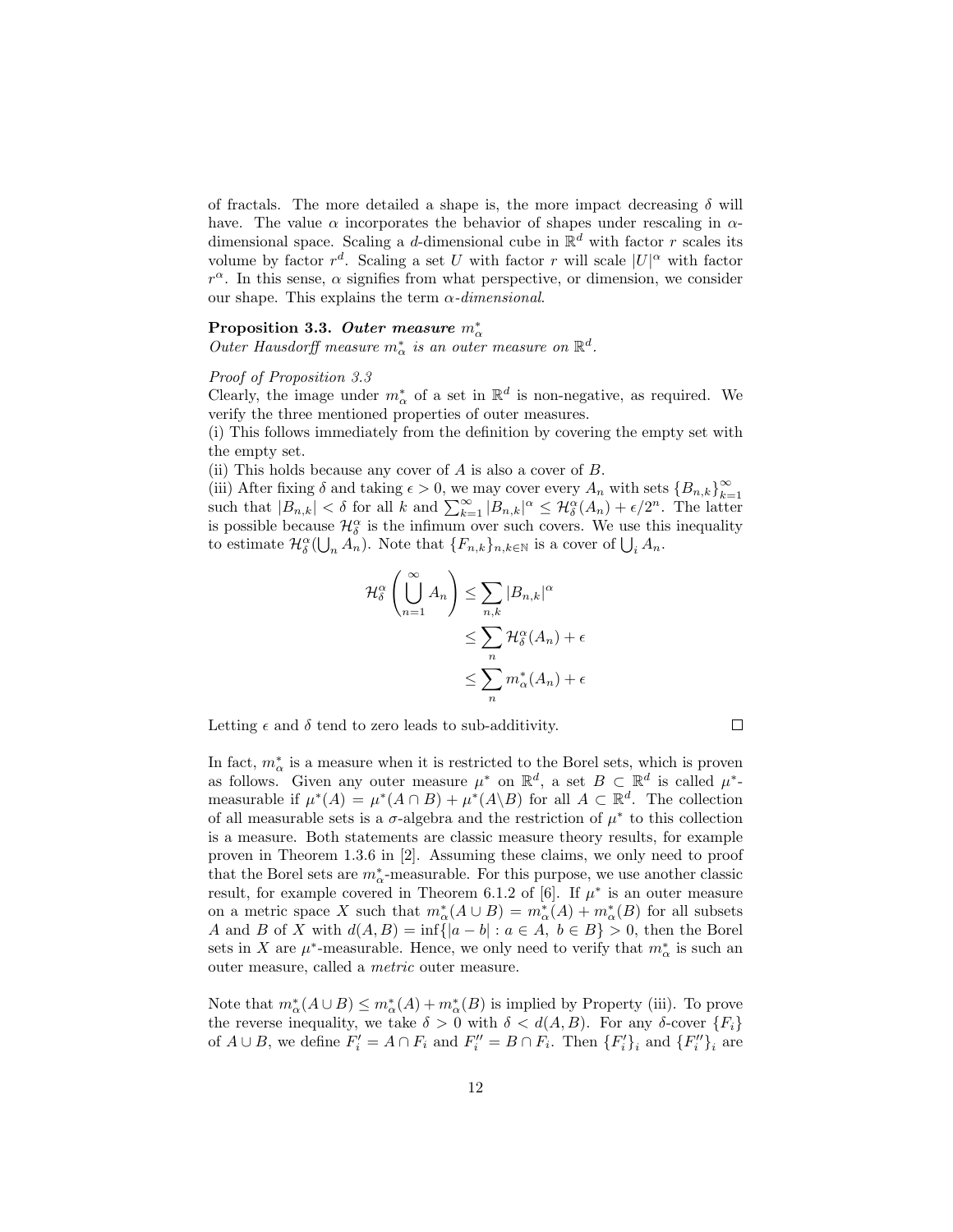of fractals. The more detailed a shape is, the more impact decreasing $\delta$ will have. The value $\alpha$ incorporates the behavior of shapes under rescaling in $\alpha$-dimensional space. Scaling a $d$-dimensional cube in $\mathbb{R}^d$ with factor $r$ scales its volume by factor $r^d$. Scaling a set $U$ with factor $r$ will scale $|U|^\alpha$ with factor $r^\alpha$. In this sense, $\alpha$ signifies from what perspective, or dimension, we consider our shape. This explains the term *$\alpha$-dimensional*.

**Proposition 3.3.** ***Outer measure*** $m_\alpha^*$
*Outer Hausdorff measure $m_\alpha^*$ is an outer measure on $\mathbb{R}^d$.*

*Proof of Proposition 3.3*
Clearly, the image under $m_\alpha^*$ of a set in $\mathbb{R}^d$ is non-negative, as required. We verify the three mentioned properties of outer measures.
(i) This follows immediately from the definition by covering the empty set with the empty set.
(ii) This holds because any cover of $A$ is also a cover of $B$.
(iii) After fixing $\delta$ and taking $\epsilon > 0$, we may cover every $A_n$ with sets $\{B_{n,k}\}_{k=1}^\infty$ such that $|B_{n,k}| < \delta$ for all $k$ and $\sum_{k=1}^\infty |B_{n,k}|^\alpha \leq \mathcal{H}_\delta^\alpha(A_n) + \epsilon/2^n$. The latter is possible because $\mathcal{H}_\delta^\alpha$ is the infimum over such covers. We use this inequality to estimate $\mathcal{H}_\delta^\alpha(\bigcup_n A_n)$. Note that $\{F_{n,k}\}_{n,k\in\mathbb{N}}$ is a cover of $\bigcup_i A_n$.

$$\begin{aligned}
\mathcal{H}_\delta^\alpha\left(\bigcup_{n=1}^\infty A_n\right) &\leq \sum_{n,k} |B_{n,k}|^\alpha \\
&\leq \sum_n \mathcal{H}_\delta^\alpha(A_n) + \epsilon \\
&\leq \sum_n m_\alpha^*(A_n) + \epsilon
\end{aligned}$$

Letting $\epsilon$ and $\delta$ tend to zero leads to sub-additivity. $\square$

In fact, $m_\alpha^*$ is a measure when it is restricted to the Borel sets, which is proven as follows. Given any outer measure $\mu^*$ on $\mathbb{R}^d$, a set $B \subset \mathbb{R}^d$ is called $\mu^*$-measurable if $\mu^*(A) = \mu^*(A \cap B) + \mu^*(A \backslash B)$ for all $A \subset \mathbb{R}^d$. The collection of all measurable sets is a $\sigma$-algebra and the restriction of $\mu^*$ to this collection is a measure. Both statements are classic measure theory results, for example proven in Theorem 1.3.6 in [2]. Assuming these claims, we only need to proof that the Borel sets are $m_\alpha^*$-measurable. For this purpose, we use another classic result, for example covered in Theorem 6.1.2 of [6]. If $\mu^*$ is an outer measure on a metric space $X$ such that $m_\alpha^*(A \cup B) = m_\alpha^*(A) + m_\alpha^*(B)$ for all subsets $A$ and $B$ of $X$ with $d(A, B) = \inf\{|a - b| : a \in A,\ b \in B\} > 0$, then the Borel sets in $X$ are $\mu^*$-measurable. Hence, we only need to verify that $m_\alpha^*$ is such an outer measure, called a *metric* outer measure.

Note that $m_\alpha^*(A \cup B) \leq m_\alpha^*(A) + m_\alpha^*(B)$ is implied by Property (iii). To prove the reverse inequality, we take $\delta > 0$ with $\delta < d(A, B)$. For any $\delta$-cover $\{F_i\}$ of $A \cup B$, we define $F_i' = A \cap F_i$ and $F_i'' = B \cap F_i$. Then $\{F_i'\}_i$ and $\{F_i''\}_i$ are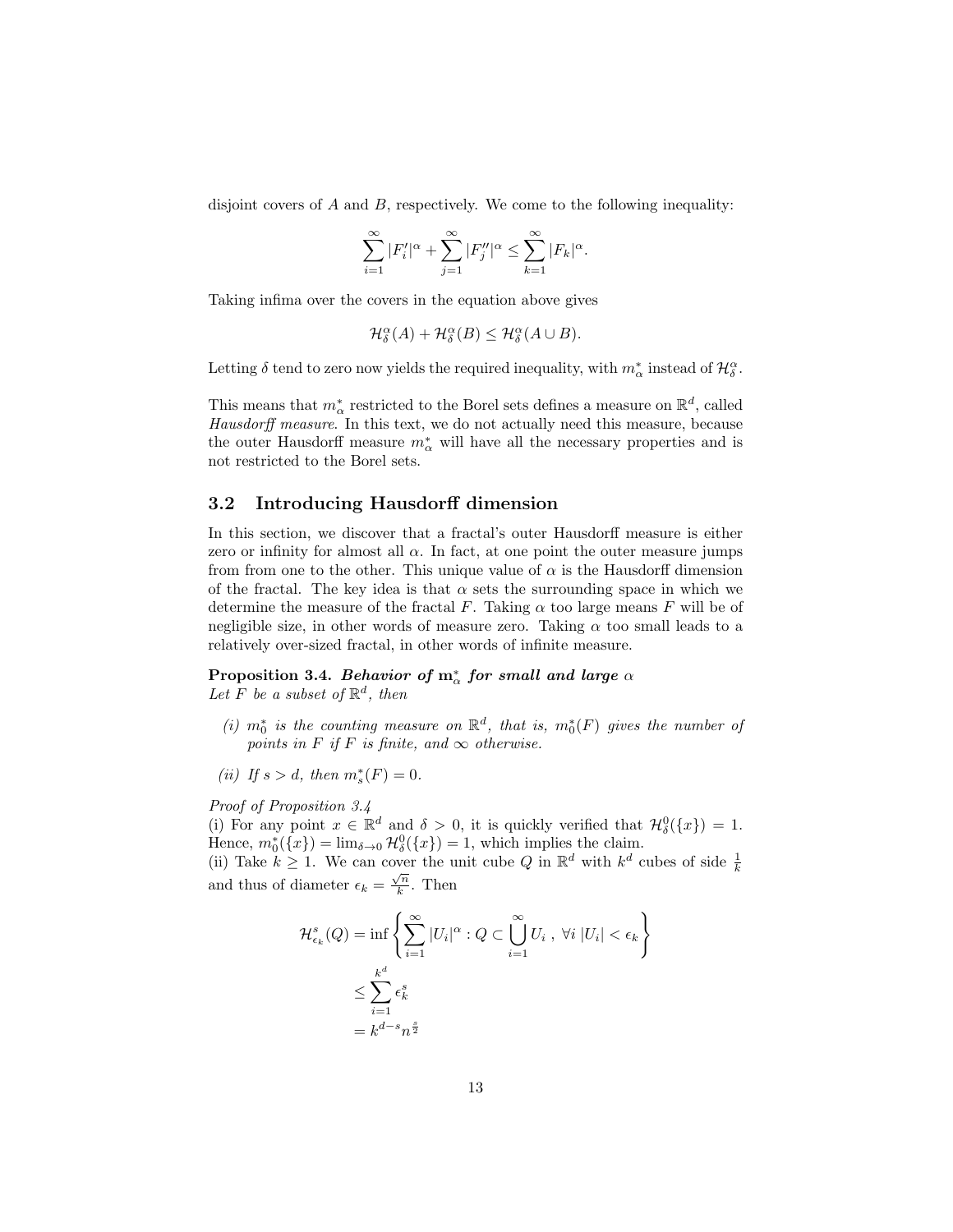disjoint covers of $A$ and $B$, respectively. We come to the following inequality:

$$\sum_{i=1}^{\infty} |F'_i|^\alpha + \sum_{j=1}^{\infty} |F''_j|^\alpha \leq \sum_{k=1}^{\infty} |F_k|^\alpha.$$

Taking infima over the covers in the equation above gives

$$\mathcal{H}_\delta^\alpha(A) + \mathcal{H}_\delta^\alpha(B) \leq \mathcal{H}_\delta^\alpha(A \cup B).$$

Letting $\delta$ tend to zero now yields the required inequality, with $m_\alpha^*$ instead of $\mathcal{H}_\delta^\alpha$.

This means that $m_\alpha^*$ restricted to the Borel sets defines a measure on $\mathbb{R}^d$, called *Hausdorff measure*. In this text, we do not actually need this measure, because the outer Hausdorff measure $m_\alpha^*$ will have all the necessary properties and is not restricted to the Borel sets.

## 3.2 Introducing Hausdorff dimension

In this section, we discover that a fractal's outer Hausdorff measure is either zero or infinity for almost all $\alpha$. In fact, at one point the outer measure jumps from from one to the other. This unique value of $\alpha$ is the Hausdorff dimension of the fractal. The key idea is that $\alpha$ sets the surrounding space in which we determine the measure of the fractal $F$. Taking $\alpha$ too large means $F$ will be of negligible size, in other words of measure zero. Taking $\alpha$ too small leads to a relatively over-sized fractal, in other words of infinite measure.

**Proposition 3.4.** ***Behavior of $\mathbf{m}_\alpha^*$ for small and large $\alpha$***
*Let $F$ be a subset of $\mathbb{R}^d$, then*

*(i) $m_0^*$ is the counting measure on $\mathbb{R}^d$, that is, $m_0^*(F)$ gives the number of points in $F$ if $F$ is finite, and $\infty$ otherwise.*

*(ii) If $s > d$, then $m_s^*(F) = 0$.*

*Proof of Proposition 3.4*
(i) For any point $x \in \mathbb{R}^d$ and $\delta > 0$, it is quickly verified that $\mathcal{H}_\delta^0(\{x\}) = 1$. Hence, $m_0^*(\{x\}) = \lim_{\delta \to 0} \mathcal{H}_\delta^0(\{x\}) = 1$, which implies the claim.
(ii) Take $k \geq 1$. We can cover the unit cube $Q$ in $\mathbb{R}^d$ with $k^d$ cubes of side $\frac{1}{k}$ and thus of diameter $\epsilon_k = \frac{\sqrt{n}}{k}$. Then

$$\begin{aligned}
\mathcal{H}_{\epsilon_k}^s(Q) &= \inf \left\{ \sum_{i=1}^{\infty} |U_i|^\alpha : Q \subset \bigcup_{i=1}^{\infty} U_i \ , \ \forall i \ |U_i| < \epsilon_k \right\} \\
&\leq \sum_{i=1}^{k^d} \epsilon_k^s \\
&= k^{d-s} n^{\frac{s}{2}}
\end{aligned}$$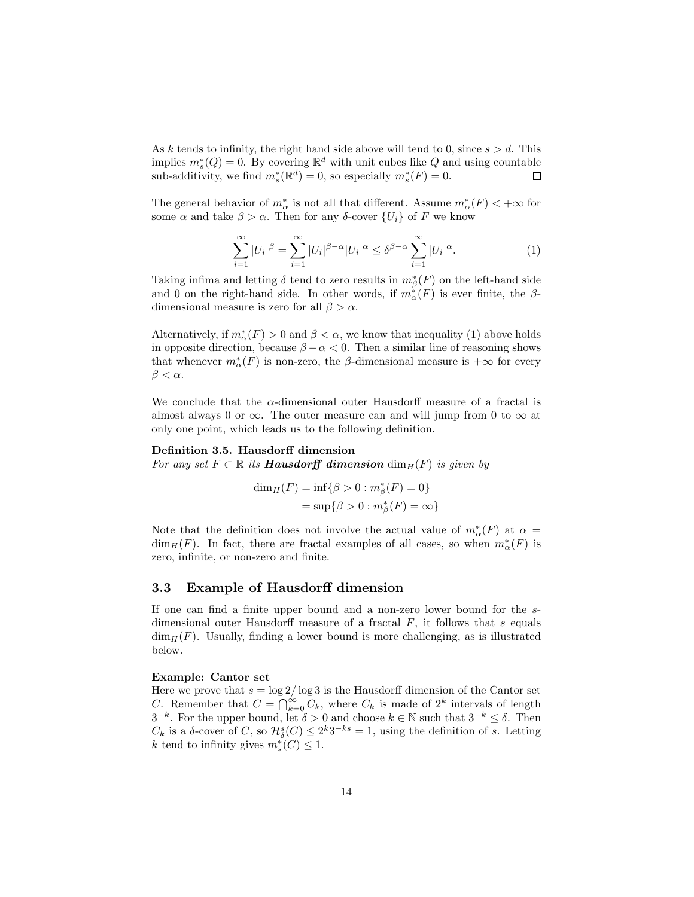As $k$ tends to infinity, the right hand side above will tend to 0, since $s > d$. This implies $m_s^*(Q) = 0$. By covering $\mathbb{R}^d$ with unit cubes like $Q$ and using countable sub-additivity, we find $m_s^*(\mathbb{R}^d) = 0$, so especially $m_s^*(F) = 0$. $\square$

The general behavior of $m_\alpha^*$ is not all that different. Assume $m_\alpha^*(F) < +\infty$ for some $\alpha$ and take $\beta > \alpha$. Then for any $\delta$-cover $\{U_i\}$ of $F$ we know

$$\sum_{i=1}^{\infty} |U_i|^\beta = \sum_{i=1}^{\infty} |U_i|^{\beta-\alpha} |U_i|^\alpha \leq \delta^{\beta-\alpha} \sum_{i=1}^{\infty} |U_i|^\alpha. \tag{1}$$

Taking infima and letting $\delta$ tend to zero results in $m_\beta^*(F)$ on the left-hand side and 0 on the right-hand side. In other words, if $m_\alpha^*(F)$ is ever finite, the $\beta$-dimensional measure is zero for all $\beta > \alpha$.

Alternatively, if $m_\alpha^*(F) > 0$ and $\beta < \alpha$, we know that inequality (1) above holds in opposite direction, because $\beta - \alpha < 0$. Then a similar line of reasoning shows that whenever $m_\alpha^*(F)$ is non-zero, the $\beta$-dimensional measure is $+\infty$ for every $\beta < \alpha$.

We conclude that the $\alpha$-dimensional outer Hausdorff measure of a fractal is almost always 0 or $\infty$. The outer measure can and will jump from 0 to $\infty$ at only one point, which leads us to the following definition.

**Definition 3.5. Hausdorff dimension**
*For any set $F \subset \mathbb{R}$ its **Hausdorff dimension** $\dim_H(F)$ is given by*

$$\begin{aligned} \dim_H(F) &= \inf\{\beta > 0 : m_\beta^*(F) = 0\} \\ &= \sup\{\beta > 0 : m_\beta^*(F) = \infty\} \end{aligned}$$

Note that the definition does not involve the actual value of $m_\alpha^*(F)$ at $\alpha = \dim_H(F)$. In fact, there are fractal examples of all cases, so when $m_\alpha^*(F)$ is zero, infinite, or non-zero and finite.

## 3.3 Example of Hausdorff dimension

If one can find a finite upper bound and a non-zero lower bound for the $s$-dimensional outer Hausdorff measure of a fractal $F$, it follows that $s$ equals $\dim_H(F)$. Usually, finding a lower bound is more challenging, as is illustrated below.

**Example: Cantor set**
Here we prove that $s = \log 2/\log 3$ is the Hausdorff dimension of the Cantor set $C$. Remember that $C = \bigcap_{k=0}^\infty C_k$, where $C_k$ is made of $2^k$ intervals of length $3^{-k}$. For the upper bound, let $\delta > 0$ and choose $k \in \mathbb{N}$ such that $3^{-k} \leq \delta$. Then $C_k$ is a $\delta$-cover of $C$, so $\mathcal{H}_\delta^s(C) \leq 2^k 3^{-ks} = 1$, using the definition of $s$. Letting $k$ tend to infinity gives $m_s^*(C) \leq 1$.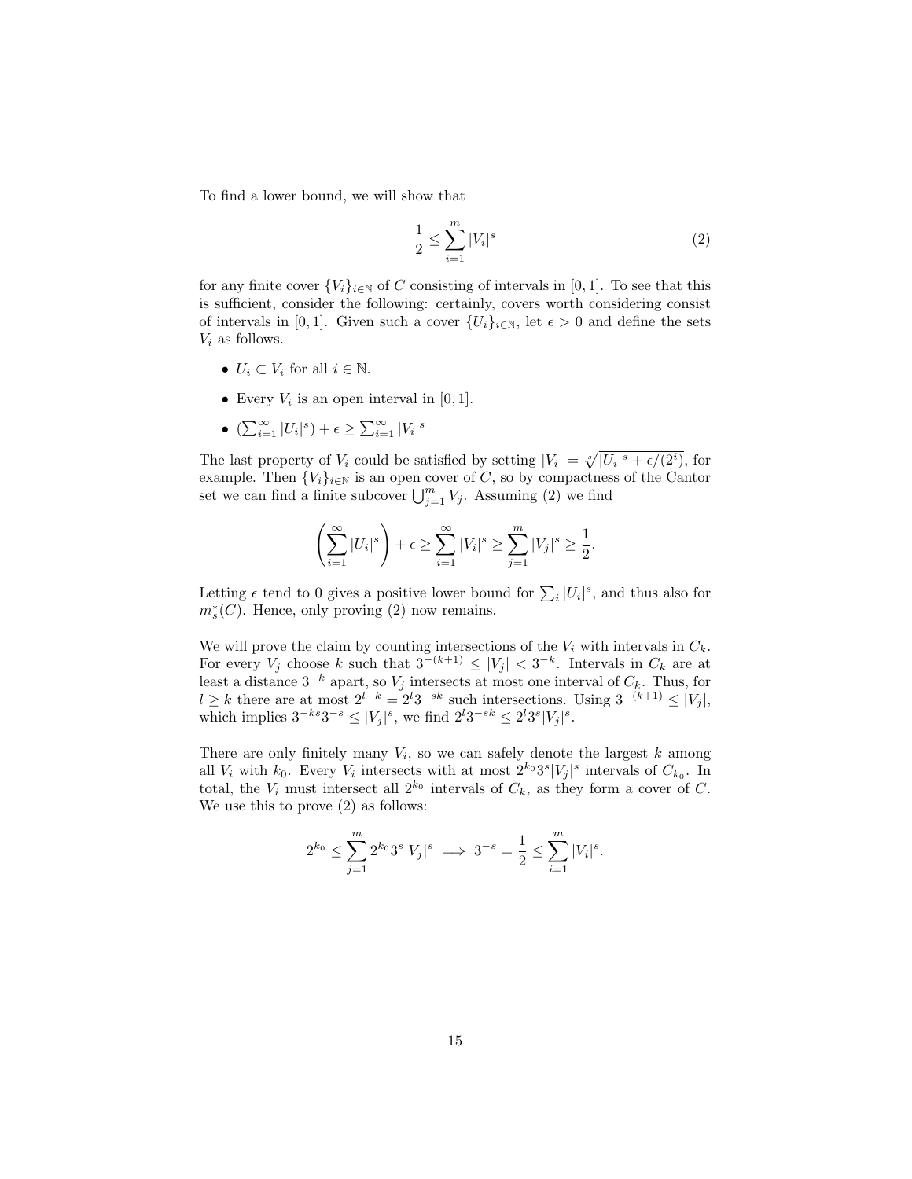To find a lower bound, we will show that

$$\frac{1}{2} \leq \sum_{i=1}^{m} |V_i|^s \tag{2}$$

for any finite cover $\{V_i\}_{i\in\mathbb{N}}$ of $C$ consisting of intervals in $[0,1]$. To see that this is sufficient, consider the following: certainly, covers worth considering consist of intervals in $[0,1]$. Given such a cover $\{U_i\}_{i\in\mathbb{N}}$, let $\epsilon > 0$ and define the sets $V_i$ as follows.

- $U_i \subset V_i$ for all $i \in \mathbb{N}$.
- Every $V_i$ is an open interval in $[0,1]$.
- $(\sum_{i=1}^{\infty} |U_i|^s) + \epsilon \geq \sum_{i=1}^{\infty} |V_i|^s$

The last property of $V_i$ could be satisfied by setting $|V_i| = \sqrt[s]{|U_i|^s + \epsilon/(2^i)}$, for example. Then $\{V_i\}_{i\in\mathbb{N}}$ is an open cover of $C$, so by compactness of the Cantor set we can find a finite subcover $\bigcup_{j=1}^{m} V_j$. Assuming (2) we find

$$\left(\sum_{i=1}^{\infty} |U_i|^s\right) + \epsilon \geq \sum_{i=1}^{\infty} |V_i|^s \geq \sum_{j=1}^{m} |V_j|^s \geq \frac{1}{2}.$$

Letting $\epsilon$ tend to 0 gives a positive lower bound for $\sum_i |U_i|^s$, and thus also for $m_s^*(C)$. Hence, only proving (2) now remains.

We will prove the claim by counting intersections of the $V_i$ with intervals in $C_k$. For every $V_j$ choose $k$ such that $3^{-(k+1)} \leq |V_j| < 3^{-k}$. Intervals in $C_k$ are at least a distance $3^{-k}$ apart, so $V_j$ intersects at most one interval of $C_k$. Thus, for $l \geq k$ there are at most $2^{l-k} = 2^l 3^{-sk}$ such intersections. Using $3^{-(k+1)} \leq |V_j|$, which implies $3^{-ks}3^{-s} \leq |V_j|^s$, we find $2^l 3^{-sk} \leq 2^l 3^s |V_j|^s$.

There are only finitely many $V_i$, so we can safely denote the largest $k$ among all $V_i$ with $k_0$. Every $V_i$ intersects with at most $2^{k_0}3^s|V_j|^s$ intervals of $C_{k_0}$. In total, the $V_i$ must intersect all $2^{k_0}$ intervals of $C_k$, as they form a cover of $C$. We use this to prove (2) as follows:

$$2^{k_0} \leq \sum_{j=1}^{m} 2^{k_0}3^s|V_j|^s \implies 3^{-s} = \frac{1}{2} \leq \sum_{i=1}^{m} |V_i|^s.$$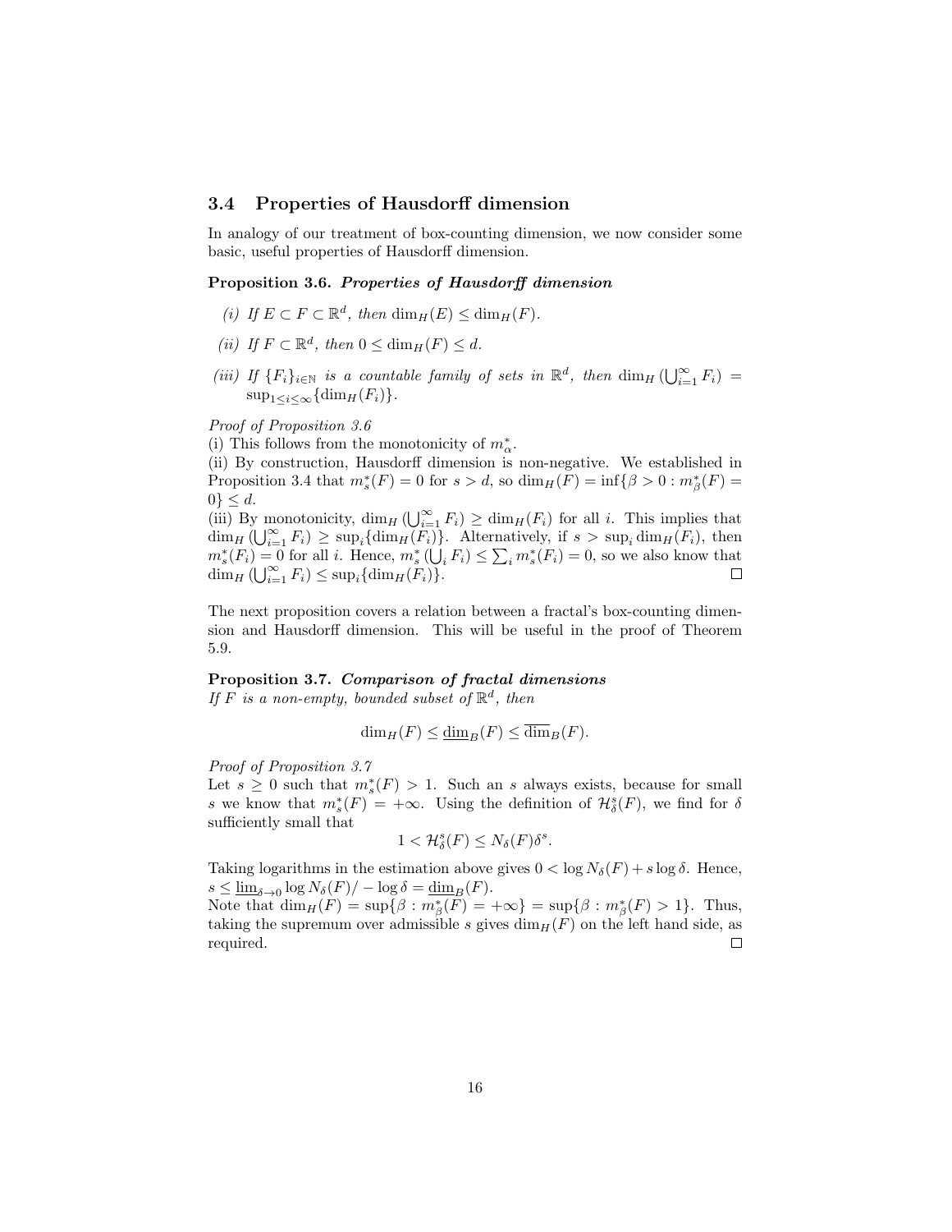## 3.4 Properties of Hausdorff dimension

In analogy of our treatment of box-counting dimension, we now consider some basic, useful properties of Hausdorff dimension.

**Proposition 3.6.** ***Properties of Hausdorff dimension***

*(i) If $E \subset F \subset \mathbb{R}^d$, then $\dim_H(E) \leq \dim_H(F)$.*

*(ii) If $F \subset \mathbb{R}^d$, then $0 \leq \dim_H(F) \leq d$.*

*(iii) If $\{F_i\}_{i \in \mathbb{N}}$ is a countable family of sets in $\mathbb{R}^d$, then $\dim_H\left(\bigcup_{i=1}^{\infty} F_i\right) = \sup_{1 \leq i \leq \infty}\{\dim_H(F_i)\}$.*

*Proof of Proposition 3.6*
(i) This follows from the monotonicity of $m_\alpha^*$.
(ii) By construction, Hausdorff dimension is non-negative. We established in Proposition 3.4 that $m_s^*(F) = 0$ for $s > d$, so $\dim_H(F) = \inf\{\beta > 0 : m_\beta^*(F) = 0\} \leq d$.
(iii) By monotonicity, $\dim_H\left(\bigcup_{i=1}^{\infty} F_i\right) \geq \dim_H(F_i)$ for all $i$. This implies that $\dim_H\left(\bigcup_{i=1}^{\infty} F_i\right) \geq \sup_i\{\dim_H(F_i)\}$. Alternatively, if $s > \sup_i \dim_H(F_i)$, then $m_s^*(F_i) = 0$ for all $i$. Hence, $m_s^*\left(\bigcup_i F_i\right) \leq \sum_i m_s^*(F_i) = 0$, so we also know that $\dim_H\left(\bigcup_{i=1}^{\infty} F_i\right) \leq \sup_i\{\dim_H(F_i)\}$. $\square$

The next proposition covers a relation between a fractal's box-counting dimension and Hausdorff dimension. This will be useful in the proof of Theorem 5.9.

**Proposition 3.7.** ***Comparison of fractal dimensions***
*If $F$ is a non-empty, bounded subset of $\mathbb{R}^d$, then*

$$\dim_H(F) \leq \underline{\dim}_B(F) \leq \overline{\dim}_B(F).$$

*Proof of Proposition 3.7*
Let $s \geq 0$ such that $m_s^*(F) > 1$. Such an $s$ always exists, because for small $s$ we know that $m_s^*(F) = +\infty$. Using the definition of $\mathcal{H}_\delta^s(F)$, we find for $\delta$ sufficiently small that

$$1 < \mathcal{H}_\delta^s(F) \leq N_\delta(F)\delta^s.$$

Taking logarithms in the estimation above gives $0 < \log N_\delta(F) + s \log \delta$. Hence, $s \leq \underline{\lim}_{\delta \to 0} \log N_\delta(F) / -\log \delta = \underline{\dim}_B(F)$.
Note that $\dim_H(F) = \sup\{\beta : m_\beta^*(F) = +\infty\} = \sup\{\beta : m_\beta^*(F) > 1\}$. Thus, taking the supremum over admissible $s$ gives $\dim_H(F)$ on the left hand side, as required. $\square$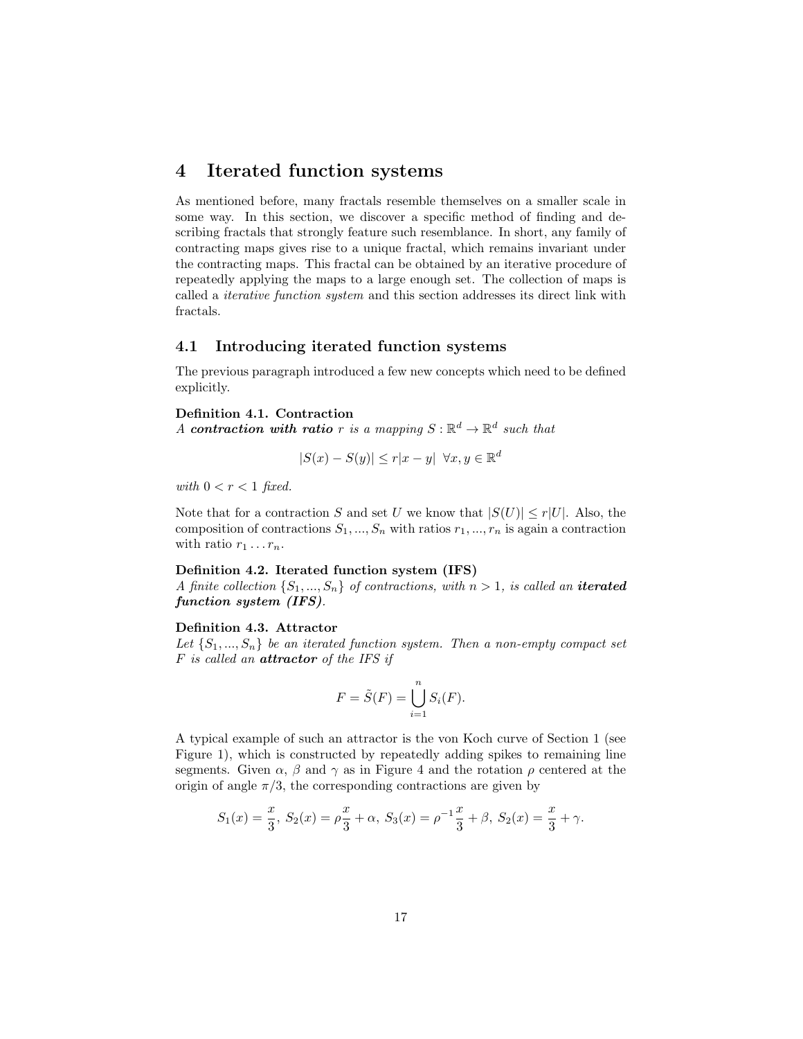# 4 Iterated function systems

As mentioned before, many fractals resemble themselves on a smaller scale in some way. In this section, we discover a specific method of finding and describing fractals that strongly feature such resemblance. In short, any family of contracting maps gives rise to a unique fractal, which remains invariant under the contracting maps. This fractal can be obtained by an iterative procedure of repeatedly applying the maps to a large enough set. The collection of maps is called a *iterative function system* and this section addresses its direct link with fractals.

## 4.1 Introducing iterated function systems

The previous paragraph introduced a few new concepts which need to be defined explicitly.

**Definition 4.1. Contraction**
*A* ***contraction with ratio*** $r$ *is a mapping* $S : \mathbb{R}^d \to \mathbb{R}^d$ *such that*

$$|S(x) - S(y)| \leq r|x - y| \ \ \forall x, y \in \mathbb{R}^d$$

*with* $0 < r < 1$ *fixed.*

Note that for a contraction $S$ and set $U$ we know that $|S(U)| \leq r|U|$. Also, the composition of contractions $S_1, ..., S_n$ with ratios $r_1, ..., r_n$ is again a contraction with ratio $r_1 \dots r_n$.

**Definition 4.2. Iterated function system (IFS)**
*A finite collection* $\{S_1, ..., S_n\}$ *of contractions, with* $n > 1$*, is called an* ***iterated function system (IFS)****.*

**Definition 4.3. Attractor**
*Let* $\{S_1, ..., S_n\}$ *be an iterated function system. Then a non-empty compact set* $F$ *is called an* ***attractor*** *of the IFS if*

$$F = \tilde{S}(F) = \bigcup_{i=1}^{n} S_i(F).$$

A typical example of such an attractor is the von Koch curve of Section 1 (see Figure 1), which is constructed by repeatedly adding spikes to remaining line segments. Given $\alpha$, $\beta$ and $\gamma$ as in Figure 4 and the rotation $\rho$ centered at the origin of angle $\pi/3$, the corresponding contractions are given by

$$S_1(x) = \frac{x}{3},\ S_2(x) = \rho\frac{x}{3} + \alpha,\ S_3(x) = \rho^{-1}\frac{x}{3} + \beta,\ S_2(x) = \frac{x}{3} + \gamma.$$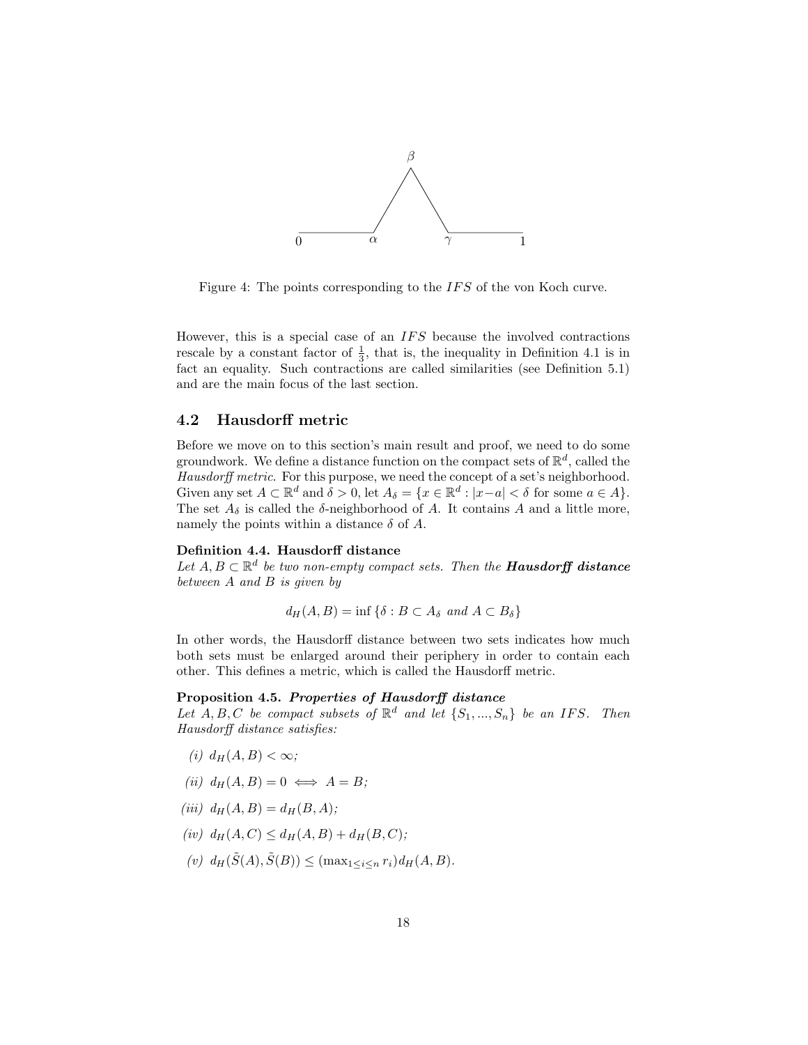Figure 4: The points corresponding to the $IFS$ of the von Koch curve.

However, this is a special case of an $IFS$ because the involved contractions rescale by a constant factor of $\frac{1}{3}$, that is, the inequality in Definition 4.1 is in fact an equality. Such contractions are called similarities (see Definition 5.1) and are the main focus of the last section.

## 4.2 Hausdorff metric

Before we move on to this section's main result and proof, we need to do some groundwork. We define a distance function on the compact sets of $\mathbb{R}^d$, called the *Hausdorff metric*. For this purpose, we need the concept of a set's neighborhood. Given any set $A \subset \mathbb{R}^d$ and $\delta > 0$, let $A_\delta = \{x \in \mathbb{R}^d : |x - a| < \delta \text{ for some } a \in A\}$. The set $A_\delta$ is called the $\delta$-neighborhood of $A$. It contains $A$ and a little more, namely the points within a distance $\delta$ of $A$.

**Definition 4.4. Hausdorff distance**
*Let $A, B \subset \mathbb{R}^d$ be two non-empty compact sets. Then the* ***Hausdorff distance*** *between $A$ and $B$ is given by*

$$d_H(A, B) = \inf\{\delta : B \subset A_\delta \text{ and } A \subset B_\delta\}$$

In other words, the Hausdorff distance between two sets indicates how much both sets must be enlarged around their periphery in order to contain each other. This defines a metric, which is called the Hausdorff metric.

**Proposition 4.5.** ***Properties of Hausdorff distance***
*Let $A, B, C$ be compact subsets of $\mathbb{R}^d$ and let $\{S_1, ..., S_n\}$ be an $IFS$. Then Hausdorff distance satisfies:*

*(i)* $d_H(A, B) < \infty$;

*(ii)* $d_H(A, B) = 0 \iff A = B$;

*(iii)* $d_H(A, B) = d_H(B, A)$;

*(iv)* $d_H(A, C) \leq d_H(A, B) + d_H(B, C)$;

*(v)* $d_H(\tilde{S}(A), \tilde{S}(B)) \leq (\max_{1 \leq i \leq n} r_i) d_H(A, B)$.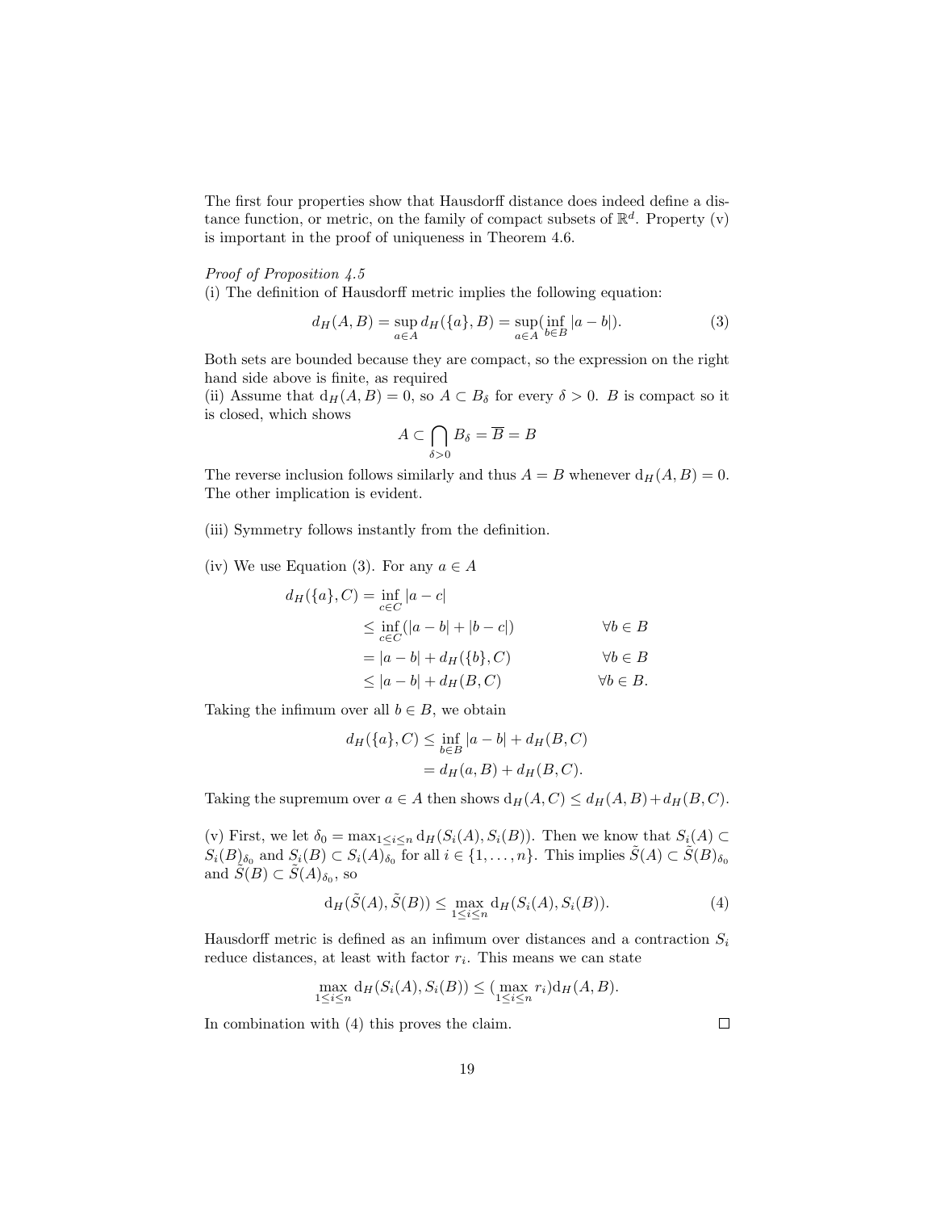The first four properties show that Hausdorff distance does indeed define a distance function, or metric, on the family of compact subsets of $\mathbb{R}^d$. Property (v) is important in the proof of uniqueness in Theorem 4.6.

*Proof of Proposition 4.5*

(i) The definition of Hausdorff metric implies the following equation:

$$d_H(A,B) = \sup_{a \in A} d_H(\{a\}, B) = \sup_{a \in A} (\inf_{b \in B} |a - b|). \tag{3}$$

Both sets are bounded because they are compact, so the expression on the right hand side above is finite, as required

(ii) Assume that $\mathrm{d}_H(A,B) = 0$, so $A \subset B_\delta$ for every $\delta > 0$. $B$ is compact so it is closed, which shows

$$A \subset \bigcap_{\delta > 0} B_\delta = \overline{B} = B$$

The reverse inclusion follows similarly and thus $A = B$ whenever $\mathrm{d}_H(A,B) = 0$. The other implication is evident.

(iii) Symmetry follows instantly from the definition.

(iv) We use Equation (3). For any $a \in A$

$$\begin{aligned}
d_H(\{a\}, C) &= \inf_{c \in C} |a - c| \\
&\leq \inf_{c \in C} (|a - b| + |b - c|) && \forall b \in B \\
&= |a - b| + d_H(\{b\}, C) && \forall b \in B \\
&\leq |a - b| + d_H(B, C) && \forall b \in B.
\end{aligned}$$

Taking the infimum over all $b \in B$, we obtain

$$\begin{aligned}
d_H(\{a\}, C) &\leq \inf_{b \in B} |a - b| + d_H(B, C) \\
&= d_H(a, B) + d_H(B, C).
\end{aligned}$$

Taking the supremum over $a \in A$ then shows $\mathrm{d}_H(A,C) \leq d_H(A,B) + d_H(B,C)$.

(v) First, we let $\delta_0 = \max_{1 \leq i \leq n} \mathrm{d}_H(S_i(A), S_i(B))$. Then we know that $S_i(A) \subset S_i(B)_{\delta_0}$ and $S_i(B) \subset S_i(A)_{\delta_0}$ for all $i \in \{1, \ldots, n\}$. This implies $\tilde{S}(A) \subset \tilde{S}(B)_{\delta_0}$ and $\tilde{S}(B) \subset \tilde{S}(A)_{\delta_0}$, so

$$\mathrm{d}_H(\tilde{S}(A), \tilde{S}(B)) \leq \max_{1 \leq i \leq n} \mathrm{d}_H(S_i(A), S_i(B)). \tag{4}$$

Hausdorff metric is defined as an infimum over distances and a contraction $S_i$ reduce distances, at least with factor $r_i$. This means we can state

$$\max_{1 \leq i \leq n} \mathrm{d}_H(S_i(A), S_i(B)) \leq (\max_{1 \leq i \leq n} r_i) \mathrm{d}_H(A, B).$$

In combination with (4) this proves the claim. $\square$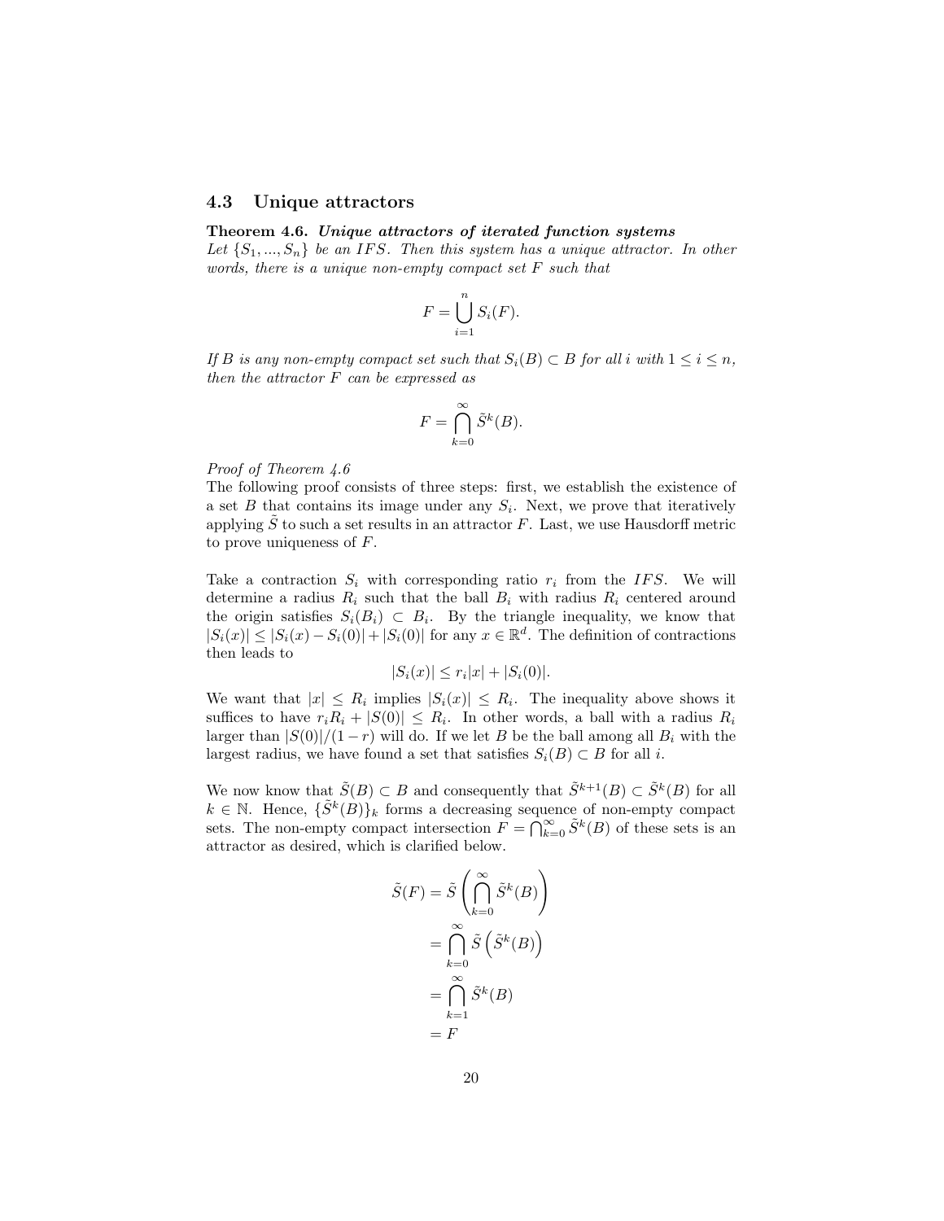### 4.3 Unique attractors

**Theorem 4.6.** ***Unique attractors of iterated function systems***
*Let $\{S_1, ..., S_n\}$ be an $IFS$. Then this system has a unique attractor. In other words, there is a unique non-empty compact set $F$ such that*

$$F = \bigcup_{i=1}^{n} S_i(F).$$

*If $B$ is any non-empty compact set such that $S_i(B) \subset B$ for all $i$ with $1 \leq i \leq n$, then the attractor $F$ can be expressed as*

$$F = \bigcap_{k=0}^{\infty} \tilde{S}^k(B).$$

*Proof of Theorem 4.6*
The following proof consists of three steps: first, we establish the existence of a set $B$ that contains its image under any $S_i$. Next, we prove that iteratively applying $\tilde{S}$ to such a set results in an attractor $F$. Last, we use Hausdorff metric to prove uniqueness of $F$.

Take a contraction $S_i$ with corresponding ratio $r_i$ from the $IFS$. We will determine a radius $R_i$ such that the ball $B_i$ with radius $R_i$ centered around the origin satisfies $S_i(B_i) \subset B_i$. By the triangle inequality, we know that $|S_i(x)| \leq |S_i(x) - S_i(0)| + |S_i(0)|$ for any $x \in \mathbb{R}^d$. The definition of contractions then leads to

$$|S_i(x)| \leq r_i|x| + |S_i(0)|.$$

We want that $|x| \leq R_i$ implies $|S_i(x)| \leq R_i$. The inequality above shows it suffices to have $r_i R_i + |S(0)| \leq R_i$. In other words, a ball with a radius $R_i$ larger than $|S(0)|/(1-r)$ will do. If we let $B$ be the ball among all $B_i$ with the largest radius, we have found a set that satisfies $S_i(B) \subset B$ for all $i$.

We now know that $\tilde{S}(B) \subset B$ and consequently that $\tilde{S}^{k+1}(B) \subset \tilde{S}^k(B)$ for all $k \in \mathbb{N}$. Hence, $\{\tilde{S}^k(B)\}_k$ forms a decreasing sequence of non-empty compact sets. The non-empty compact intersection $F = \bigcap_{k=0}^{\infty} \tilde{S}^k(B)$ of these sets is an attractor as desired, which is clarified below.

$$\begin{aligned}
\tilde{S}(F) &= \tilde{S}\left(\bigcap_{k=0}^{\infty} \tilde{S}^k(B)\right) \\
&= \bigcap_{k=0}^{\infty} \tilde{S}\left(\tilde{S}^k(B)\right) \\
&= \bigcap_{k=1}^{\infty} \tilde{S}^k(B) \\
&= F
\end{aligned}$$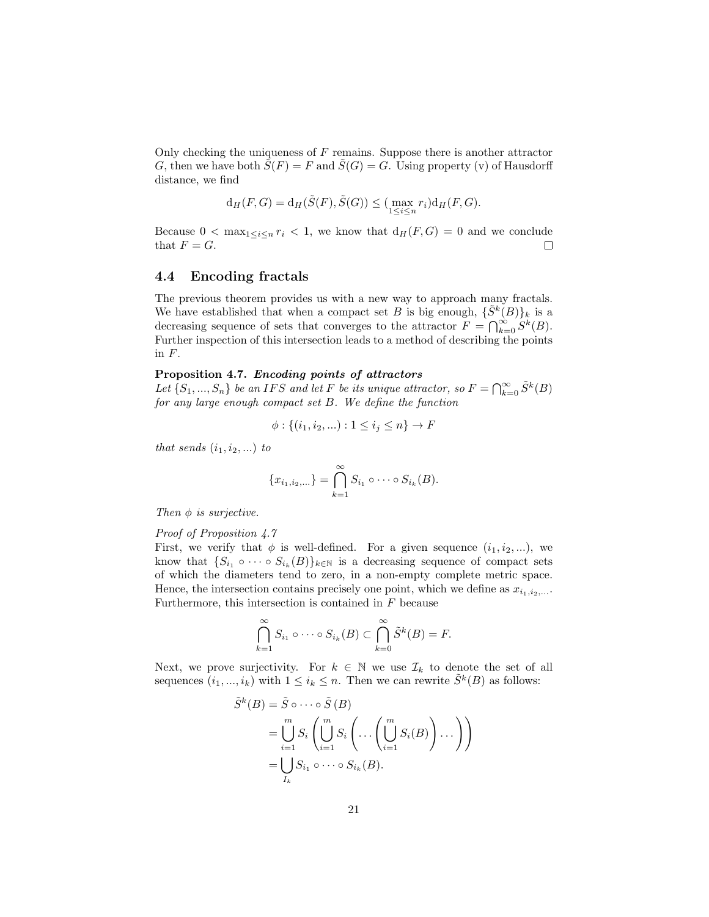Only checking the uniqueness of $F$ remains. Suppose there is another attractor $G$, then we have both $\tilde{S}(F) = F$ and $\tilde{S}(G) = G$. Using property (v) of Hausdorff distance, we find

$$\mathrm{d}_H(F, G) = \mathrm{d}_H(\tilde{S}(F), \tilde{S}(G)) \leq (\max_{1 \leq i \leq n} r_i) \mathrm{d}_H(F, G).$$

Because $0 < \max_{1 \leq i \leq n} r_i < 1$, we know that $\mathrm{d}_H(F, G) = 0$ and we conclude that $F = G$. □

## 4.4 Encoding fractals

The previous theorem provides us with a new way to approach many fractals. We have established that when a compact set $B$ is big enough, $\{\tilde{S}^k(B)\}_k$ is a decreasing sequence of sets that converges to the attractor $F = \bigcap_{k=0}^{\infty} S^k(B)$. Further inspection of this intersection leads to a method of describing the points in $F$.

**Proposition 4.7.** ***Encoding points of attractors***
*Let $\{S_1, ..., S_n\}$ be an $IFS$ and let $F$ be its unique attractor, so $F = \bigcap_{k=0}^{\infty} \tilde{S}^k(B)$ for any large enough compact set $B$. We define the function*

$$\phi : \{(i_1, i_2, ...) : 1 \leq i_j \leq n\} \to F$$

*that sends $(i_1, i_2, ...)$ to*

$$\{x_{i_1, i_2, \ldots}\} = \bigcap_{k=1}^{\infty} S_{i_1} \circ \cdots \circ S_{i_k}(B).$$

*Then $\phi$ is surjective.*

*Proof of Proposition 4.7*
First, we verify that $\phi$ is well-defined. For a given sequence $(i_1, i_2, ...)$, we know that $\{S_{i_1} \circ \cdots \circ S_{i_k}(B)\}_{k \in \mathbb{N}}$ is a decreasing sequence of compact sets of which the diameters tend to zero, in a non-empty complete metric space. Hence, the intersection contains precisely one point, which we define as $x_{i_1, i_2, \ldots}$. Furthermore, this intersection is contained in $F$ because

$$\bigcap_{k=1}^{\infty} S_{i_1} \circ \cdots \circ S_{i_k}(B) \subset \bigcap_{k=0}^{\infty} \tilde{S}^k(B) = F.$$

Next, we prove surjectivity. For $k \in \mathbb{N}$ we use $\mathcal{I}_k$ to denote the set of all sequences $(i_1, ..., i_k)$ with $1 \leq i_k \leq n$. Then we can rewrite $\tilde{S}^k(B)$ as follows:

$$\begin{aligned}
\tilde{S}^k(B) &= \tilde{S} \circ \cdots \circ \tilde{S}\,(B) \\
&= \bigcup_{i=1}^{m} S_i \left( \bigcup_{i=1}^{m} S_i \left( \ldots \left( \bigcup_{i=1}^{m} S_i(B) \right) \ldots \right) \right) \\
&= \bigcup_{I_k} S_{i_1} \circ \cdots \circ S_{i_k}(B).
\end{aligned}$$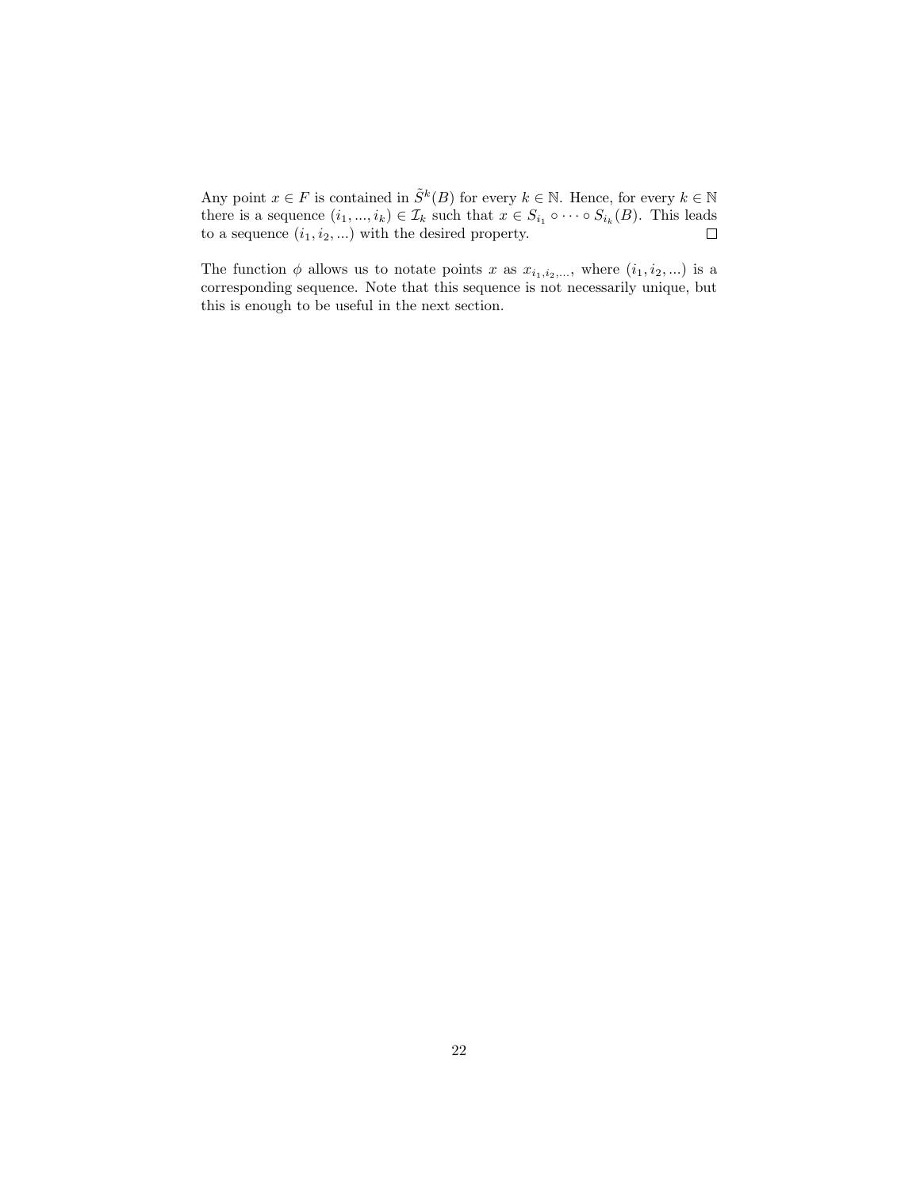Any point $x \in F$ is contained in $\tilde{S}^k(B)$ for every $k \in \mathbb{N}$. Hence, for every $k \in \mathbb{N}$ there is a sequence $(i_1, ..., i_k) \in \mathcal{I}_k$ such that $x \in S_{i_1} \circ \cdots \circ S_{i_k}(B)$. This leads to a sequence $(i_1, i_2, ...)$ with the desired property. $\square$

The function $\phi$ allows us to notate points $x$ as $x_{i_1, i_2, ...}$, where $(i_1, i_2, ...)$ is a corresponding sequence. Note that this sequence is not necessarily unique, but this is enough to be useful in the next section.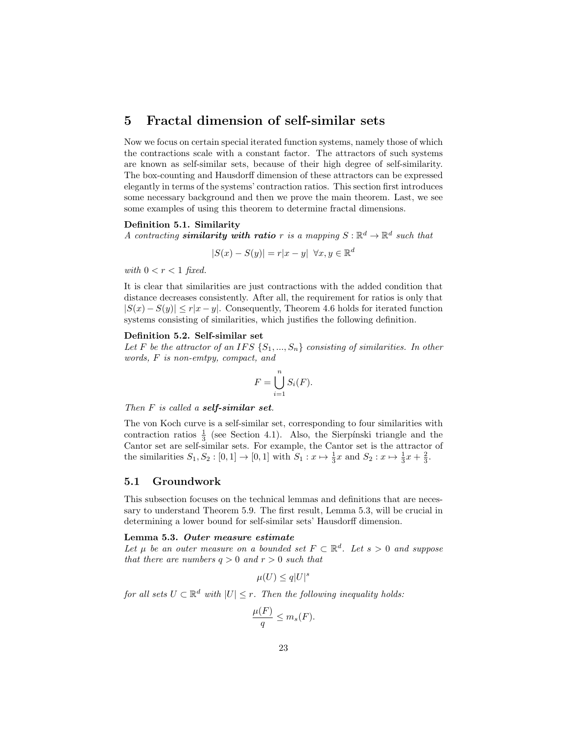# 5 Fractal dimension of self-similar sets

Now we focus on certain special iterated function systems, namely those of which the contractions scale with a constant factor. The attractors of such systems are known as self-similar sets, because of their high degree of self-similarity. The box-counting and Hausdorff dimension of these attractors can be expressed elegantly in terms of the systems' contraction ratios. This section first introduces some necessary background and then we prove the main theorem. Last, we see some examples of using this theorem to determine fractal dimensions.

**Definition 5.1. Similarity**
*A contracting* ***similarity with ratio*** *$r$ is a mapping $S : \mathbb{R}^d \to \mathbb{R}^d$ such that*

$$|S(x) - S(y)| = r|x - y| \ \ \forall x, y \in \mathbb{R}^d$$

*with $0 < r < 1$ fixed.*

It is clear that similarities are just contractions with the added condition that distance decreases consistently. After all, the requirement for ratios is only that $|S(x) - S(y)| \leq r|x - y|$. Consequently, Theorem 4.6 holds for iterated function systems consisting of similarities, which justifies the following definition.

**Definition 5.2. Self-similar set**
*Let $F$ be the attractor of an $IFS$ $\{S_1, ..., S_n\}$ consisting of similarities. In other words, $F$ is non-emtpy, compact, and*

$$F = \bigcup_{i=1}^{n} S_i(F).$$

*Then $F$ is called a* ***self-similar set****.*

The von Koch curve is a self-similar set, corresponding to four similarities with contraction ratios $\frac{1}{3}$ (see Section 4.1). Also, the Sierpínski triangle and the Cantor set are self-similar sets. For example, the Cantor set is the attractor of the similarities $S_1, S_2 : [0, 1] \to [0, 1]$ with $S_1 : x \mapsto \frac{1}{3}x$ and $S_2 : x \mapsto \frac{1}{3}x + \frac{2}{3}$.

## 5.1 Groundwork

This subsection focuses on the technical lemmas and definitions that are necessary to understand Theorem 5.9. The first result, Lemma 5.3, will be crucial in determining a lower bound for self-similar sets' Hausdorff dimension.

**Lemma 5.3.** ***Outer measure estimate***
*Let $\mu$ be an outer measure on a bounded set $F \subset \mathbb{R}^d$. Let $s > 0$ and suppose that there are numbers $q > 0$ and $r > 0$ such that*

$$\mu(U) \leq q|U|^s$$

*for all sets $U \subset \mathbb{R}^d$ with $|U| \leq r$. Then the following inequality holds:*

$$\frac{\mu(F)}{q} \leq m_s(F).$$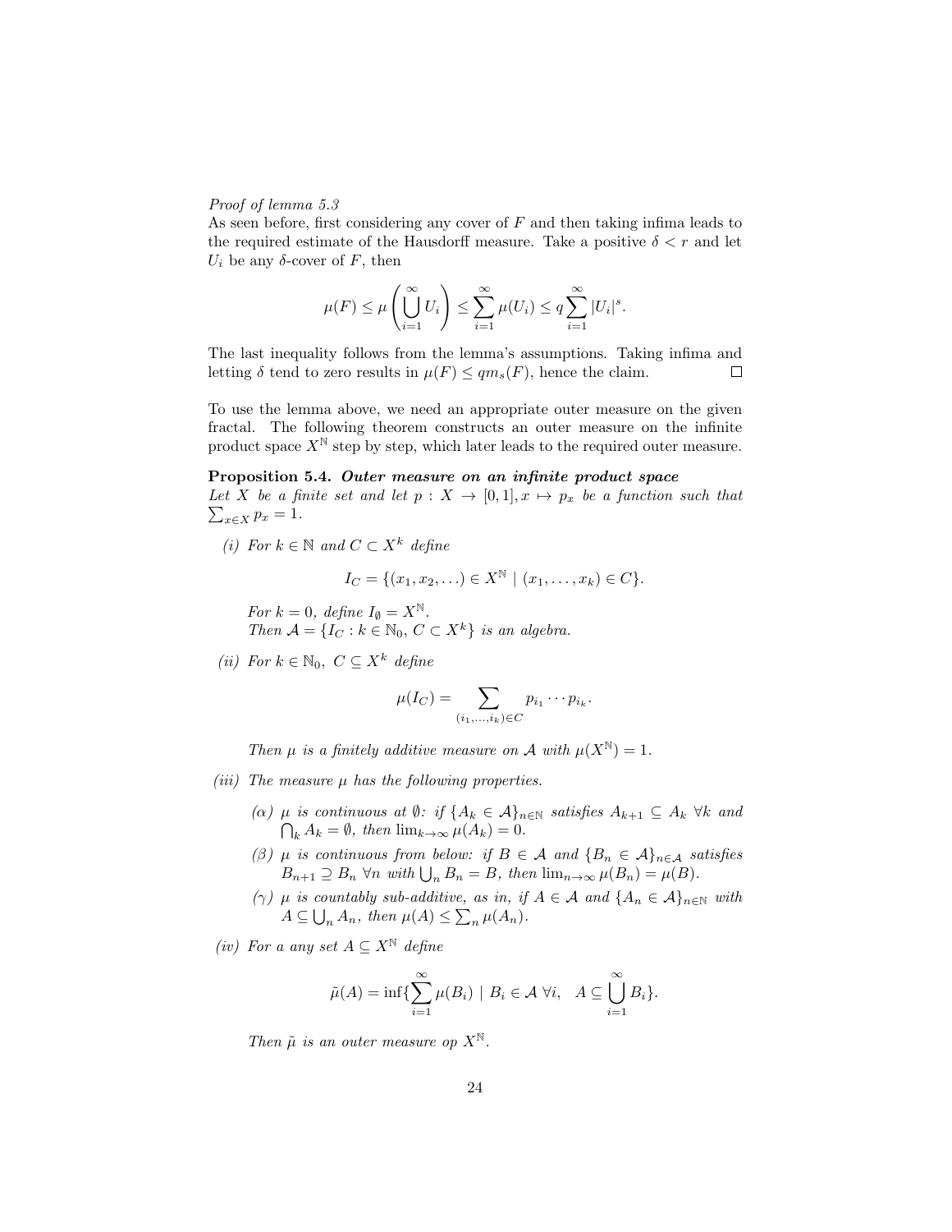*Proof of lemma 5.3*
As seen before, first considering any cover of $F$ and then taking infima leads to the required estimate of the Hausdorff measure. Take a positive $\delta < r$ and let $U_i$ be any $\delta$-cover of $F$, then

$$\mu(F) \leq \mu\left(\bigcup_{i=1}^{\infty} U_i\right) \leq \sum_{i=1}^{\infty} \mu(U_i) \leq q \sum_{i=1}^{\infty} |U_i|^s.$$

The last inequality follows from the lemma's assumptions. Taking infima and letting $\delta$ tend to zero results in $\mu(F) \leq q m_s(F)$, hence the claim. □

To use the lemma above, we need an appropriate outer measure on the given fractal. The following theorem constructs an outer measure on the infinite product space $X^{\mathbb{N}}$ step by step, which later leads to the required outer measure.

**Proposition 5.4.** ***Outer measure on an infinite product space***
*Let $X$ be a finite set and let $p : X \to [0,1], x \mapsto p_x$ be a function such that $\sum_{x \in X} p_x = 1$.*

*(i) For $k \in \mathbb{N}$ and $C \subset X^k$ define*

$$I_C = \{(x_1, x_2, \ldots) \in X^{\mathbb{N}} \mid (x_1, \ldots, x_k) \in C\}.$$

*For $k = 0$, define $I_\emptyset = X^{\mathbb{N}}$.*
*Then $\mathcal{A} = \{I_C : k \in \mathbb{N}_0, C \subset X^k\}$ is an algebra.*

*(ii) For $k \in \mathbb{N}_0$, $C \subseteq X^k$ define*

$$\mu(I_C) = \sum_{(i_1, \ldots, i_k) \in C} p_{i_1} \cdots p_{i_k}.$$

*Then $\mu$ is a finitely additive measure on $\mathcal{A}$ with $\mu(X^{\mathbb{N}}) = 1$.*

*(iii) The measure $\mu$ has the following properties.*

*($\alpha$) $\mu$ is continuous at $\emptyset$: if $\{A_k \in \mathcal{A}\}_{n \in \mathbb{N}}$ satisfies $A_{k+1} \subseteq A_k$ $\forall k$ and $\bigcap_k A_k = \emptyset$, then $\lim_{k \to \infty} \mu(A_k) = 0$.*

*($\beta$) $\mu$ is continuous from below: if $B \in \mathcal{A}$ and $\{B_n \in \mathcal{A}\}_{n \in \mathcal{A}}$ satisfies $B_{n+1} \supseteq B_n$ $\forall n$ with $\bigcup_n B_n = B$, then $\lim_{n \to \infty} \mu(B_n) = \mu(B)$.*

*($\gamma$) $\mu$ is countably sub-additive, as in, if $A \in \mathcal{A}$ and $\{A_n \in \mathcal{A}\}_{n \in \mathbb{N}}$ with $A \subseteq \bigcup_n A_n$, then $\mu(A) \leq \sum_n \mu(A_n)$.*

*(iv) For a any set $A \subseteq X^{\mathbb{N}}$ define*

$$\tilde{\mu}(A) = \inf\{\sum_{i=1}^{\infty} \mu(B_i) \mid B_i \in \mathcal{A}\ \forall i, \quad A \subseteq \bigcup_{i=1}^{\infty} B_i\}.$$

*Then $\tilde{\mu}$ is an outer measure op $X^{\mathbb{N}}$.*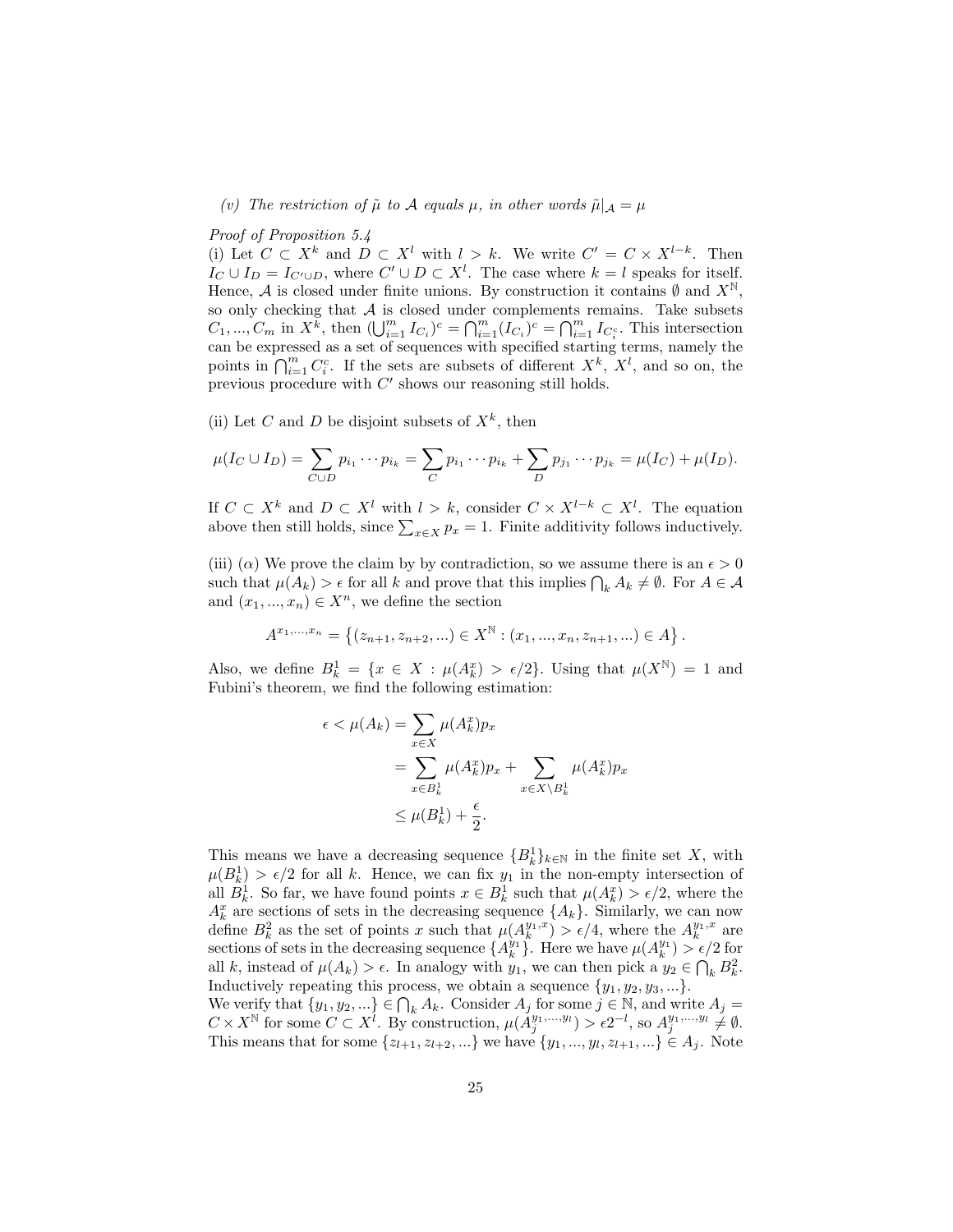*(v) The restriction of $\tilde{\mu}$ to $\mathcal{A}$ equals $\mu$, in other words $\tilde{\mu}|_{\mathcal{A}} = \mu$*

*Proof of Proposition 5.4*
(i) Let $C \subset X^k$ and $D \subset X^l$ with $l > k$. We write $C' = C \times X^{l-k}$. Then $I_C \cup I_D = I_{C' \cup D}$, where $C' \cup D \subset X^l$. The case where $k = l$ speaks for itself. Hence, $\mathcal{A}$ is closed under finite unions. By construction it contains $\emptyset$ and $X^{\mathbb{N}}$, so only checking that $\mathcal{A}$ is closed under complements remains. Take subsets $C_1, ..., C_m$ in $X^k$, then $(\bigcup_{i=1}^m I_{C_i})^c = \bigcap_{i=1}^m (I_{C_i})^c = \bigcap_{i=1}^m I_{C_i^c}$. This intersection can be expressed as a set of sequences with specified starting terms, namely the points in $\bigcap_{i=1}^m C_i^c$. If the sets are subsets of different $X^k$, $X^l$, and so on, the previous procedure with $C'$ shows our reasoning still holds.

(ii) Let $C$ and $D$ be disjoint subsets of $X^k$, then

$$\mu(I_C \cup I_D) = \sum_{C \cup D} p_{i_1} \cdots p_{i_k} = \sum_{C} p_{i_1} \cdots p_{i_k} + \sum_{D} p_{j_1} \cdots p_{j_k} = \mu(I_C) + \mu(I_D).$$

If $C \subset X^k$ and $D \subset X^l$ with $l > k$, consider $C \times X^{l-k} \subset X^l$. The equation above then still holds, since $\sum_{x \in X} p_x = 1$. Finite additivity follows inductively.

(iii) ($\alpha$) We prove the claim by by contradiction, so we assume there is an $\epsilon > 0$ such that $\mu(A_k) > \epsilon$ for all $k$ and prove that this implies $\bigcap_k A_k \neq \emptyset$. For $A \in \mathcal{A}$ and $(x_1, ..., x_n) \in X^n$, we define the section

$$A^{x_1,...,x_n} = \left\{(z_{n+1}, z_{n+2}, ...) \in X^{\mathbb{N}} : (x_1, ..., x_n, z_{n+1}, ...) \in A\right\}.$$

Also, we define $B_k^1 = \{x \in X : \mu(A_k^x) > \epsilon/2\}$. Using that $\mu(X^{\mathbb{N}}) = 1$ and Fubini's theorem, we find the following estimation:

$$\begin{aligned}
\epsilon < \mu(A_k) &= \sum_{x \in X} \mu(A_k^x) p_x \\
&= \sum_{x \in B_k^1} \mu(A_k^x) p_x + \sum_{x \in X \setminus B_k^1} \mu(A_k^x) p_x \\
&\leq \mu(B_k^1) + \frac{\epsilon}{2}.
\end{aligned}$$

This means we have a decreasing sequence $\{B_k^1\}_{k \in \mathbb{N}}$ in the finite set $X$, with $\mu(B_k^1) > \epsilon/2$ for all $k$. Hence, we can fix $y_1$ in the non-empty intersection of all $B_k^1$. So far, we have found points $x \in B_k^1$ such that $\mu(A_k^x) > \epsilon/2$, where the $A_k^x$ are sections of sets in the decreasing sequence $\{A_k\}$. Similarly, we can now define $B_k^2$ as the set of points $x$ such that $\mu(A_k^{y_1,x}) > \epsilon/4$, where the $A_k^{y_1,x}$ are sections of sets in the decreasing sequence $\{A_k^{y_1}\}$. Here we have $\mu(A_k^{y_1}) > \epsilon/2$ for all $k$, instead of $\mu(A_k) > \epsilon$. In analogy with $y_1$, we can then pick a $y_2 \in \bigcap_k B_k^2$. Inductively repeating this process, we obtain a sequence $\{y_1, y_2, y_3, ...\}$.
We verify that $\{y_1, y_2, ...\} \in \bigcap_k A_k$. Consider $A_j$ for some $j \in \mathbb{N}$, and write $A_j = C \times X^{\mathbb{N}}$ for some $C \subset X^l$. By construction, $\mu(A_j^{y_1,...,y_l}) > \epsilon 2^{-l}$, so $A_j^{y_1,...,y_l} \neq \emptyset$. This means that for some $\{z_{l+1}, z_{l+2}, ...\}$ we have $\{y_1, ..., y_l, z_{l+1}, ...\} \in A_j$. Note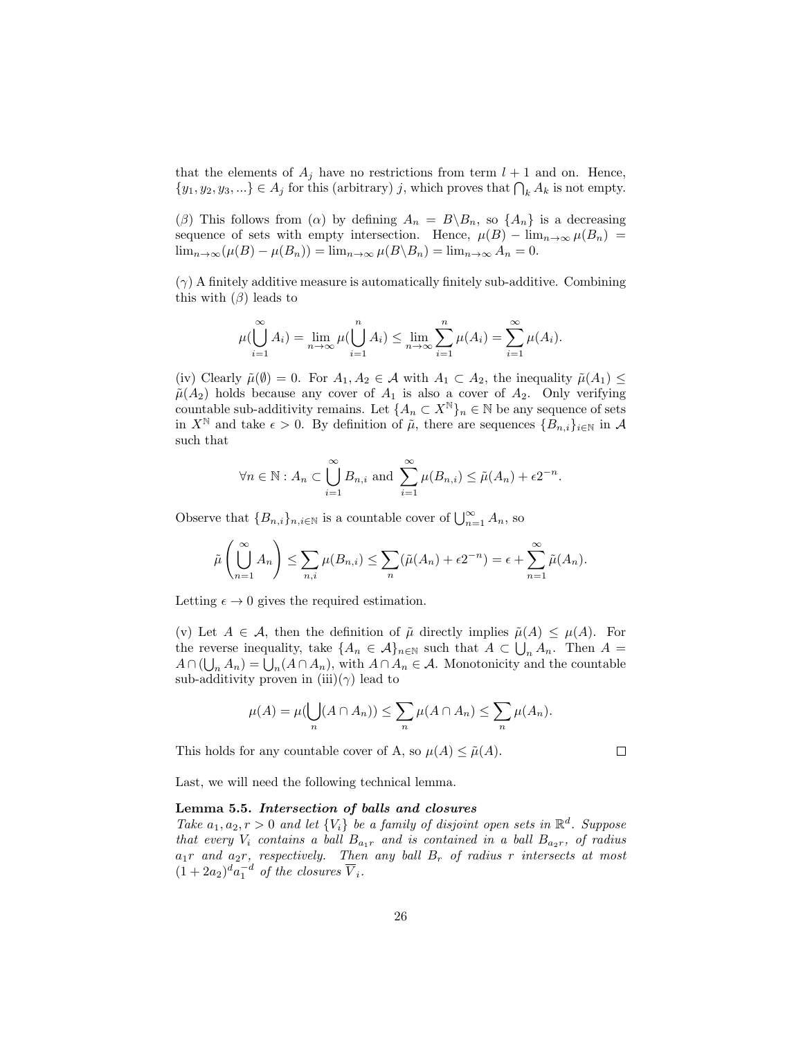that the elements of $A_j$ have no restrictions from term $l+1$ and on. Hence, $\{y_1, y_2, y_3, ...\} \in A_j$ for this (arbitrary) $j$, which proves that $\bigcap_k A_k$ is not empty.

($\beta$) This follows from ($\alpha$) by defining $A_n = B \backslash B_n$, so $\{A_n\}$ is a decreasing sequence of sets with empty intersection. Hence, $\mu(B) - \lim_{n\to\infty} \mu(B_n) = \lim_{n\to\infty}(\mu(B) - \mu(B_n)) = \lim_{n\to\infty} \mu(B\backslash B_n) = \lim_{n\to\infty} A_n = 0$.

($\gamma$) A finitely additive measure is automatically finitely sub-additive. Combining this with ($\beta$) leads to

$$\mu(\bigcup_{i=1}^{\infty} A_i) = \lim_{n\to\infty} \mu(\bigcup_{i=1}^{n} A_i) \leq \lim_{n\to\infty} \sum_{i=1}^{n} \mu(A_i) = \sum_{i=1}^{\infty} \mu(A_i).$$

(iv) Clearly $\tilde{\mu}(\emptyset) = 0$. For $A_1, A_2 \in \mathcal{A}$ with $A_1 \subset A_2$, the inequality $\tilde{\mu}(A_1) \leq \tilde{\mu}(A_2)$ holds because any cover of $A_1$ is also a cover of $A_2$. Only verifying countable sub-additivity remains. Let $\{A_n \subset X^{\mathbb{N}}\}_n \in \mathbb{N}$ be any sequence of sets in $X^{\mathbb{N}}$ and take $\epsilon > 0$. By definition of $\tilde{\mu}$, there are sequences $\{B_{n,i}\}_{i\in\mathbb{N}}$ in $\mathcal{A}$ such that

$$\forall n \in \mathbb{N} : A_n \subset \bigcup_{i=1}^{\infty} B_{n,i} \text{ and } \sum_{i=1}^{\infty} \mu(B_{n,i}) \leq \tilde{\mu}(A_n) + \epsilon 2^{-n}.$$

Observe that $\{B_{n,i}\}_{n,i\in\mathbb{N}}$ is a countable cover of $\bigcup_{n=1}^{\infty} A_n$, so

$$\tilde{\mu}\left(\bigcup_{n=1}^{\infty} A_n\right) \leq \sum_{n,i} \mu(B_{n,i}) \leq \sum_{n} (\tilde{\mu}(A_n) + \epsilon 2^{-n}) = \epsilon + \sum_{n=1}^{\infty} \tilde{\mu}(A_n).$$

Letting $\epsilon \to 0$ gives the required estimation.

(v) Let $A \in \mathcal{A}$, then the definition of $\tilde{\mu}$ directly implies $\tilde{\mu}(A) \leq \mu(A)$. For the reverse inequality, take $\{A_n \in \mathcal{A}\}_{n\in\mathbb{N}}$ such that $A \subset \bigcup_n A_n$. Then $A = A \cap (\bigcup_n A_n) = \bigcup_n (A \cap A_n)$, with $A \cap A_n \in \mathcal{A}$. Monotonicity and the countable sub-additivity proven in (iii)($\gamma$) lead to

$$\mu(A) = \mu(\bigcup_n (A \cap A_n)) \leq \sum_n \mu(A \cap A_n) \leq \sum_n \mu(A_n).$$

This holds for any countable cover of A, so $\mu(A) \leq \tilde{\mu}(A)$. □

Last, we will need the following technical lemma.

**Lemma 5.5.** ***Intersection of balls and closures***
*Take $a_1, a_2, r > 0$ and let $\{V_i\}$ be a family of disjoint open sets in $\mathbb{R}^d$. Suppose that every $V_i$ contains a ball $B_{a_1 r}$ and is contained in a ball $B_{a_2 r}$, of radius $a_1 r$ and $a_2 r$, respectively. Then any ball $B_r$ of radius $r$ intersects at most $(1+2a_2)^d a_1^{-d}$ of the closures $\overline{V}_i$.*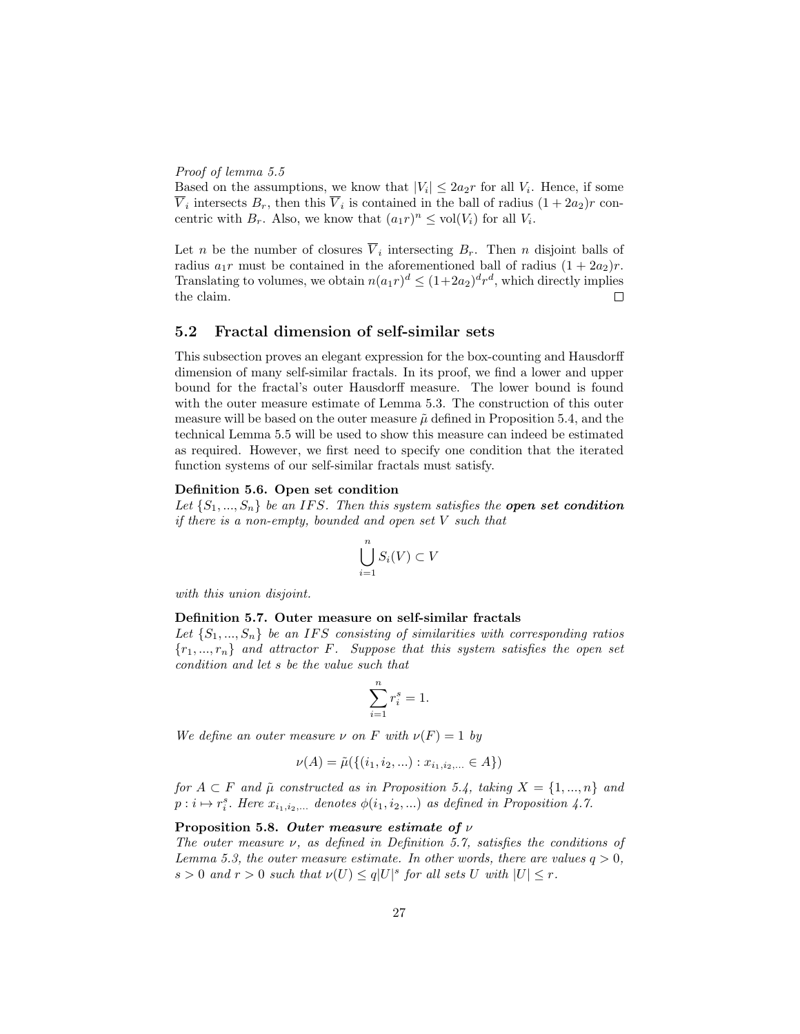*Proof of lemma 5.5*
Based on the assumptions, we know that $|V_i| \leq 2a_2 r$ for all $V_i$. Hence, if some $\overline{V}_i$ intersects $B_r$, then this $\overline{V}_i$ is contained in the ball of radius $(1 + 2a_2)r$ concentric with $B_r$. Also, we know that $(a_1 r)^n \leq \text{vol}(V_i)$ for all $V_i$.

Let $n$ be the number of closures $\overline{V}_i$ intersecting $B_r$. Then $n$ disjoint balls of radius $a_1 r$ must be contained in the aforementioned ball of radius $(1 + 2a_2)r$. Translating to volumes, we obtain $n(a_1 r)^d \leq (1+2a_2)^d r^d$, which directly implies the claim. □

## 5.2 Fractal dimension of self-similar sets

This subsection proves an elegant expression for the box-counting and Hausdorff dimension of many self-similar fractals. In its proof, we find a lower and upper bound for the fractal's outer Hausdorff measure. The lower bound is found with the outer measure estimate of Lemma 5.3. The construction of this outer measure will be based on the outer measure $\tilde{\mu}$ defined in Proposition 5.4, and the technical Lemma 5.5 will be used to show this measure can indeed be estimated as required. However, we first need to specify one condition that the iterated function systems of our self-similar fractals must satisfy.

**Definition 5.6. Open set condition**
*Let $\{S_1, ..., S_n\}$ be an $IFS$. Then this system satisfies the* ***open set condition*** *if there is a non-empty, bounded and open set $V$ such that*

$$\bigcup_{i=1}^{n} S_i(V) \subset V$$

*with this union disjoint.*

**Definition 5.7. Outer measure on self-similar fractals**
*Let $\{S_1, ..., S_n\}$ be an $IFS$ consisting of similarities with corresponding ratios $\{r_1, ..., r_n\}$ and attractor $F$. Suppose that this system satisfies the open set condition and let $s$ be the value such that*

$$\sum_{i=1}^{n} r_i^s = 1.$$

*We define an outer measure $\nu$ on $F$ with $\nu(F) = 1$ by*

$$\nu(A) = \tilde{\mu}(\{(i_1, i_2, ...) : x_{i_1, i_2, ...} \in A\})$$

*for $A \subset F$ and $\tilde{\mu}$ constructed as in Proposition 5.4, taking $X = \{1, ..., n\}$ and $p : i \mapsto r_i^s$. Here $x_{i_1, i_2, ...}$ denotes $\phi(i_1, i_2, ...)$ as defined in Proposition 4.7.*

**Proposition 5.8.** ***Outer measure estimate of $\nu$***
*The outer measure $\nu$, as defined in Definition 5.7, satisfies the conditions of Lemma 5.3, the outer measure estimate. In other words, there are values $q > 0$, $s > 0$ and $r > 0$ such that $\nu(U) \leq q|U|^s$ for all sets $U$ with $|U| \leq r$.*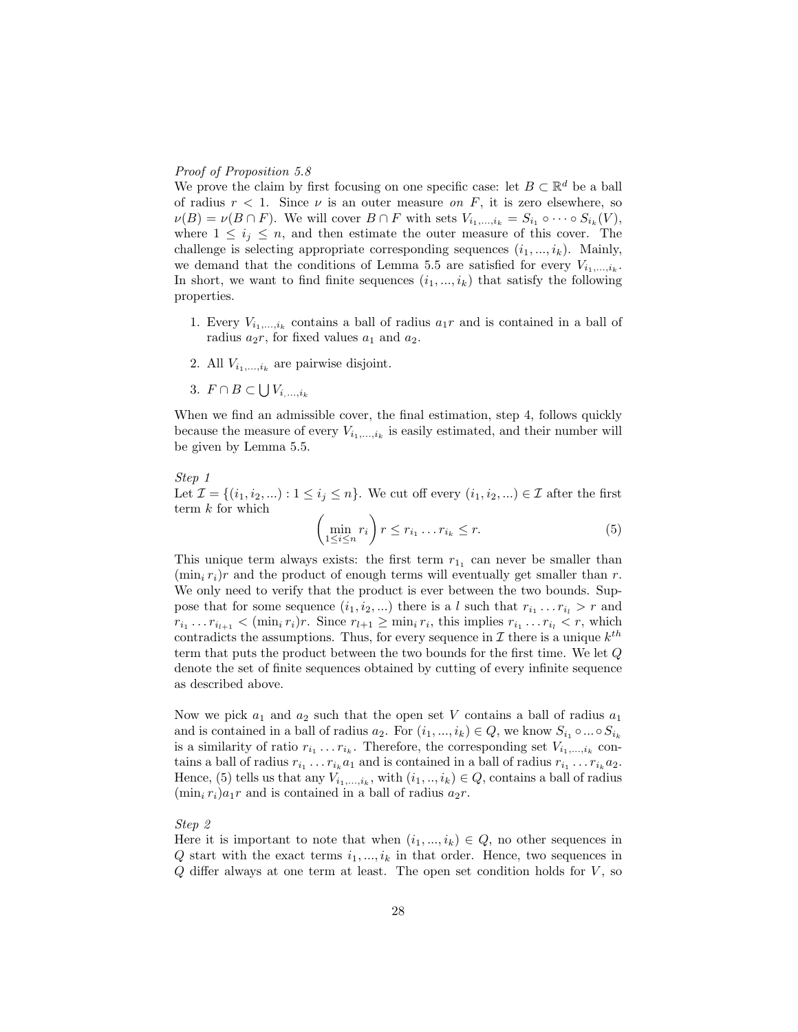*Proof of Proposition 5.8*

We prove the claim by first focusing on one specific case: let $B \subset \mathbb{R}^d$ be a ball of radius $r < 1$. Since $\nu$ is an outer measure *on* $F$, it is zero elsewhere, so $\nu(B) = \nu(B \cap F)$. We will cover $B \cap F$ with sets $V_{i_1,\ldots,i_k} = S_{i_1} \circ \cdots \circ S_{i_k}(V)$, where $1 \leq i_j \leq n$, and then estimate the outer measure of this cover. The challenge is selecting appropriate corresponding sequences $(i_1, \ldots, i_k)$. Mainly, we demand that the conditions of Lemma 5.5 are satisfied for every $V_{i_1,\ldots,i_k}$. In short, we want to find finite sequences $(i_1, \ldots, i_k)$ that satisfy the following properties.

1. Every $V_{i_1,\ldots,i_k}$ contains a ball of radius $a_1 r$ and is contained in a ball of radius $a_2 r$, for fixed values $a_1$ and $a_2$.
2. All $V_{i_1,\ldots,i_k}$ are pairwise disjoint.
3. $F \cap B \subset \bigcup V_{i,\ldots,i_k}$

When we find an admissible cover, the final estimation, step 4, follows quickly because the measure of every $V_{i_1,\ldots,i_k}$ is easily estimated, and their number will be given by Lemma 5.5.

*Step 1*

Let $\mathcal{I} = \{(i_1, i_2, \ldots) : 1 \leq i_j \leq n\}$. We cut off every $(i_1, i_2, \ldots) \in \mathcal{I}$ after the first term $k$ for which

$$\left(\min_{1 \leq i \leq n} r_i\right) r \leq r_{i_1} \ldots r_{i_k} \leq r. \tag{5}$$

This unique term always exists: the first term $r_{1_1}$ can never be smaller than $(\min_i r_i) r$ and the product of enough terms will eventually get smaller than $r$. We only need to verify that the product is ever between the two bounds. Suppose that for some sequence $(i_1, i_2, \ldots)$ there is a $l$ such that $r_{i_1} \ldots r_{i_l} > r$ and $r_{i_1} \ldots r_{i_{l+1}} < (\min_i r_i) r$. Since $r_{l+1} \geq \min_i r_i$, this implies $r_{i_1} \ldots r_{i_l} < r$, which contradicts the assumptions. Thus, for every sequence in $\mathcal{I}$ there is a unique $k^{th}$ term that puts the product between the two bounds for the first time. We let $Q$ denote the set of finite sequences obtained by cutting of every infinite sequence as described above.

Now we pick $a_1$ and $a_2$ such that the open set $V$ contains a ball of radius $a_1$ and is contained in a ball of radius $a_2$. For $(i_1, \ldots, i_k) \in Q$, we know $S_{i_1} \circ \ldots \circ S_{i_k}$ is a similarity of ratio $r_{i_1} \ldots r_{i_k}$. Therefore, the corresponding set $V_{i_1,\ldots,i_k}$ contains a ball of radius $r_{i_1} \ldots r_{i_k} a_1$ and is contained in a ball of radius $r_{i_1} \ldots r_{i_k} a_2$. Hence, (5) tells us that any $V_{i_1,\ldots,i_k}$, with $(i_1, \ldots, i_k) \in Q$, contains a ball of radius $(\min_i r_i) a_1 r$ and is contained in a ball of radius $a_2 r$.

*Step 2*

Here it is important to note that when $(i_1, \ldots, i_k) \in Q$, no other sequences in $Q$ start with the exact terms $i_1, \ldots, i_k$ in that order. Hence, two sequences in $Q$ differ always at one term at least. The open set condition holds for $V$, so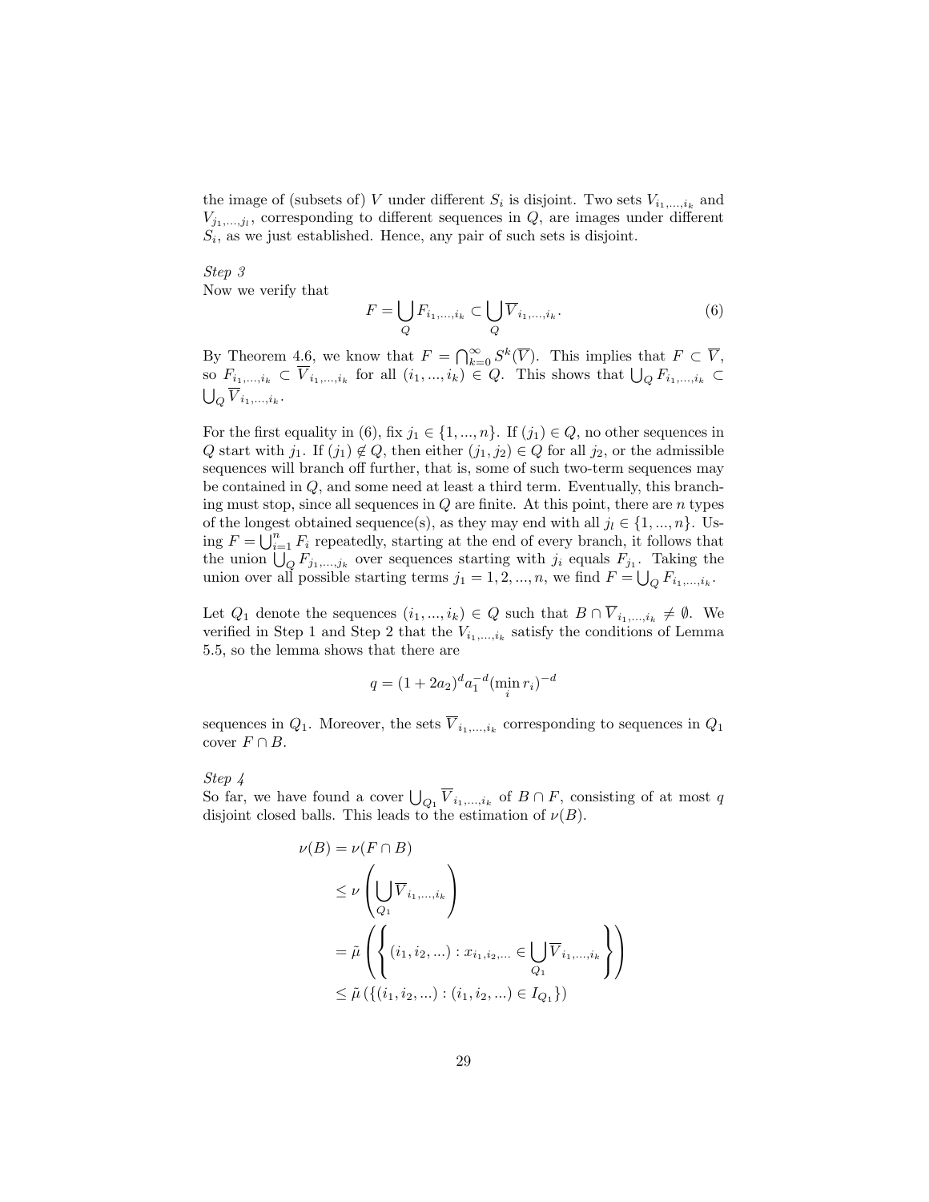the image of (subsets of) $V$ under different $S_i$ is disjoint. Two sets $V_{i_1,...,i_k}$ and $V_{j_1,...,j_l}$, corresponding to different sequences in $Q$, are images under different $S_i$, as we just established. Hence, any pair of such sets is disjoint.

*Step 3*
Now we verify that

$$F = \bigcup_Q F_{i_1,...,i_k} \subset \bigcup_Q \overline{V}_{i_1,...,i_k}. \tag{6}$$

By Theorem 4.6, we know that $F = \bigcap_{k=0}^{\infty} S^k(\overline{V})$. This implies that $F \subset \overline{V}$, so $F_{i_1,...,i_k} \subset \overline{V}_{i_1,...,i_k}$ for all $(i_1,...,i_k) \in Q$. This shows that $\bigcup_Q F_{i_1,...,i_k} \subset \bigcup_Q \overline{V}_{i_1,...,i_k}$.

For the first equality in (6), fix $j_1 \in \{1,...,n\}$. If $(j_1) \in Q$, no other sequences in $Q$ start with $j_1$. If $(j_1) \notin Q$, then either $(j_1, j_2) \in Q$ for all $j_2$, or the admissible sequences will branch off further, that is, some of such two-term sequences may be contained in $Q$, and some need at least a third term. Eventually, this branching must stop, since all sequences in $Q$ are finite. At this point, there are $n$ types of the longest obtained sequence(s), as they may end with all $j_l \in \{1,...,n\}$. Using $F = \bigcup_{i=1}^n F_i$ repeatedly, starting at the end of every branch, it follows that the union $\bigcup_Q F_{j_1,...,j_k}$ over sequences starting with $j_i$ equals $F_{j_1}$. Taking the union over all possible starting terms $j_1 = 1, 2, ..., n$, we find $F = \bigcup_Q F_{i_1,...,i_k}$.

Let $Q_1$ denote the sequences $(i_1,...,i_k) \in Q$ such that $B \cap \overline{V}_{i_1,...,i_k} \neq \emptyset$. We verified in Step 1 and Step 2 that the $V_{i_1,...,i_k}$ satisfy the conditions of Lemma 5.5, so the lemma shows that there are

$$q = (1 + 2a_2)^d a_1^{-d} (\min_i r_i)^{-d}$$

sequences in $Q_1$. Moreover, the sets $\overline{V}_{i_1,...,i_k}$ corresponding to sequences in $Q_1$ cover $F \cap B$.

*Step 4*
So far, we have found a cover $\bigcup_{Q_1} \overline{V}_{i_1,...,i_k}$ of $B \cap F$, consisting of at most $q$ disjoint closed balls. This leads to the estimation of $\nu(B)$.

$$\begin{aligned}
\nu(B) &= \nu(F \cap B) \\
&\leq \nu\left(\bigcup_{Q_1} \overline{V}_{i_1,...,i_k}\right) \\
&= \tilde{\mu}\left(\left\{(i_1, i_2, ...) : x_{i_1,i_2,...} \in \bigcup_{Q_1} \overline{V}_{i_1,...,i_k}\right\}\right) \\
&\leq \tilde{\mu}\left(\{(i_1, i_2, ...) : (i_1, i_2, ...) \in I_{Q_1}\}\right)
\end{aligned}$$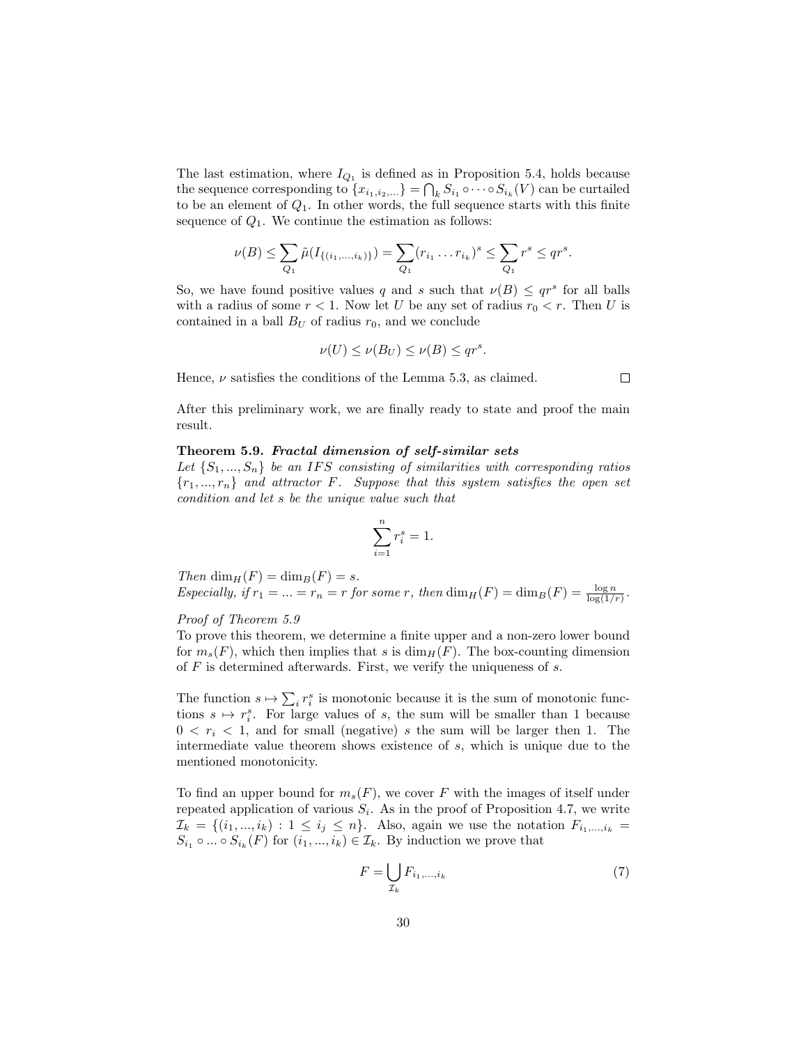The last estimation, where $I_{Q_1}$ is defined as in Proposition 5.4, holds because the sequence corresponding to $\{x_{i_1,i_2,...}\} = \bigcap_k S_{i_1} \circ \cdots \circ S_{i_k}(V)$ can be curtailed to be an element of $Q_1$. In other words, the full sequence starts with this finite sequence of $Q_1$. We continue the estimation as follows:

$$\nu(B) \leq \sum_{Q_1} \tilde{\mu}(I_{\{(i_1,...,i_k)\}}) = \sum_{Q_1} (r_{i_1} \dots r_{i_k})^s \leq \sum_{Q_1} r^s \leq qr^s.$$

So, we have found positive values $q$ and $s$ such that $\nu(B) \leq qr^s$ for all balls with a radius of some $r < 1$. Now let $U$ be any set of radius $r_0 < r$. Then $U$ is contained in a ball $B_U$ of radius $r_0$, and we conclude

$$\nu(U) \leq \nu(B_U) \leq \nu(B) \leq qr^s.$$

Hence, $\nu$ satisfies the conditions of the Lemma 5.3, as claimed. □

After this preliminary work, we are finally ready to state and proof the main result.

**Theorem 5.9.** ***Fractal dimension of self-similar sets***
*Let $\{S_1, ..., S_n\}$ be an IFS consisting of similarities with corresponding ratios $\{r_1, ..., r_n\}$ and attractor $F$. Suppose that this system satisfies the open set condition and let $s$ be the unique value such that*

$$\sum_{i=1}^{n} r_i^s = 1.$$

*Then $\dim_H(F) = \dim_B(F) = s$.*
*Especially, if $r_1 = ... = r_n = r$ for some $r$, then $\dim_H(F) = \dim_B(F) = \frac{\log n}{\log(1/r)}$.*

*Proof of Theorem 5.9*
To prove this theorem, we determine a finite upper and a non-zero lower bound for $m_s(F)$, which then implies that $s$ is $\dim_H(F)$. The box-counting dimension of $F$ is determined afterwards. First, we verify the uniqueness of $s$.

The function $s \mapsto \sum_i r_i^s$ is monotonic because it is the sum of monotonic functions $s \mapsto r_i^s$. For large values of $s$, the sum will be smaller than 1 because $0 < r_i < 1$, and for small (negative) $s$ the sum will be larger then 1. The intermediate value theorem shows existence of $s$, which is unique due to the mentioned monotonicity.

To find an upper bound for $m_s(F)$, we cover $F$ with the images of itself under repeated application of various $S_i$. As in the proof of Proposition 4.7, we write $\mathcal{I}_k = \{(i_1, ..., i_k) : 1 \leq i_j \leq n\}$. Also, again we use the notation $F_{i_1,...,i_k} = S_{i_1} \circ ... \circ S_{i_k}(F)$ for $(i_1, ..., i_k) \in \mathcal{I}_k$. By induction we prove that

$$F = \bigcup_{\mathcal{I}_k} F_{i_1,...,i_k} \tag{7}$$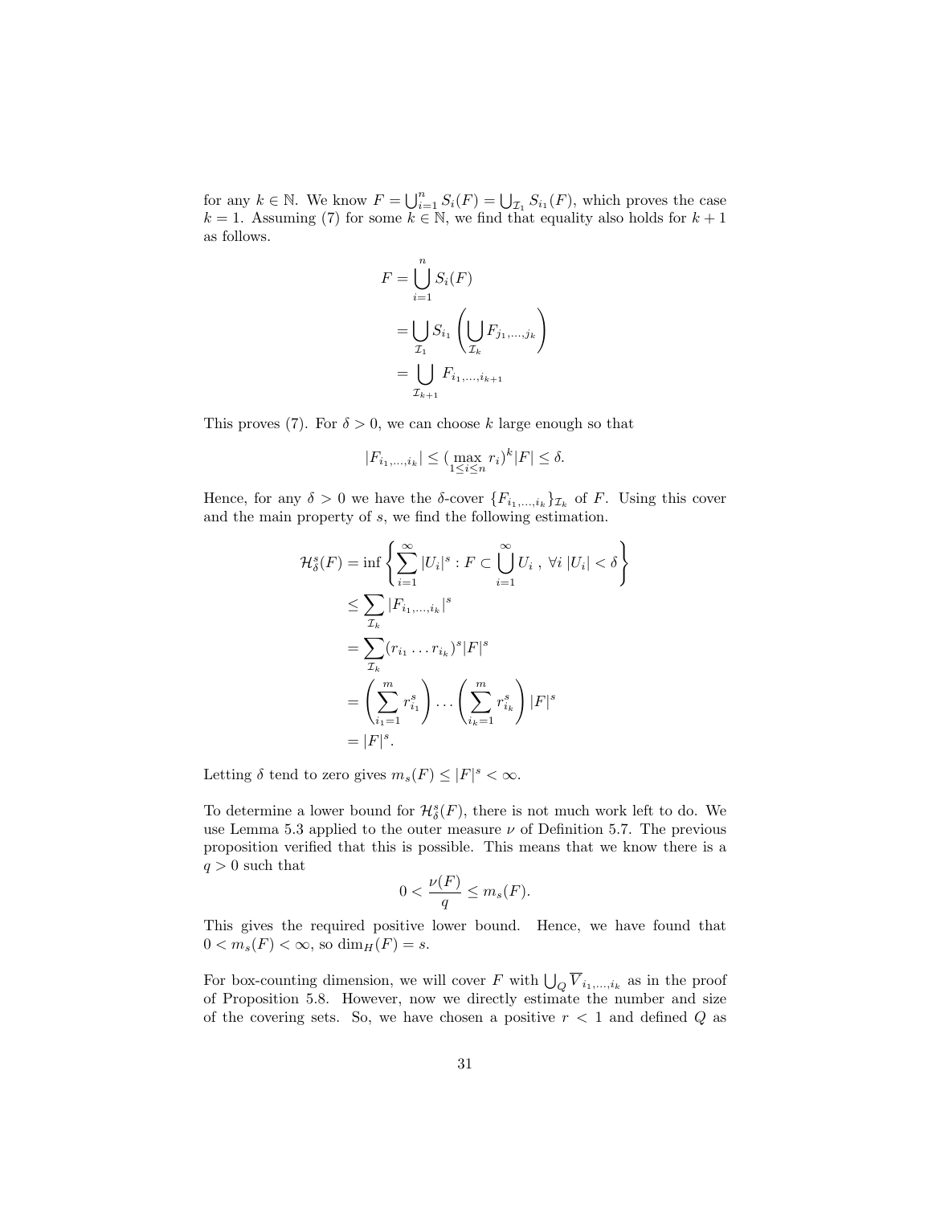for any $k \in \mathbb{N}$. We know $F = \bigcup_{i=1}^n S_i(F) = \bigcup_{\mathcal{I}_1} S_{i_1}(F)$, which proves the case $k = 1$. Assuming (7) for some $k \in \mathbb{N}$, we find that equality also holds for $k+1$ as follows.

$$
\begin{aligned}
F &= \bigcup_{i=1}^{n} S_i(F) \\
&= \bigcup_{\mathcal{I}_1} S_{i_1}\left(\bigcup_{\mathcal{I}_k} F_{j_1,\ldots,j_k}\right) \\
&= \bigcup_{\mathcal{I}_{k+1}} F_{i_1,\ldots,i_{k+1}}
\end{aligned}
$$

This proves (7). For $\delta > 0$, we can choose $k$ large enough so that

$$|F_{i_1,\ldots,i_k}| \leq (\max_{1\leq i\leq n} r_i)^k |F| \leq \delta.$$

Hence, for any $\delta > 0$ we have the $\delta$-cover $\{F_{i_1,\ldots,i_k}\}_{\mathcal{I}_k}$ of $F$. Using this cover and the main property of $s$, we find the following estimation.

$$
\begin{aligned}
\mathcal{H}^s_\delta(F) &= \inf\left\{\sum_{i=1}^\infty |U_i|^s : F \subset \bigcup_{i=1}^\infty U_i \ ,\ \forall i\ |U_i| < \delta\right\} \\
&\leq \sum_{\mathcal{I}_k} |F_{i_1,\ldots,i_k}|^s \\
&= \sum_{\mathcal{I}_k} (r_{i_1}\ldots r_{i_k})^s |F|^s \\
&= \left(\sum_{i_1=1}^m r_{i_1}^s\right)\ldots\left(\sum_{i_k=1}^m r_{i_k}^s\right)|F|^s \\
&= |F|^s.
\end{aligned}
$$

Letting $\delta$ tend to zero gives $m_s(F) \leq |F|^s < \infty$.

To determine a lower bound for $\mathcal{H}^s_\delta(F)$, there is not much work left to do. We use Lemma 5.3 applied to the outer measure $\nu$ of Definition 5.7. The previous proposition verified that this is possible. This means that we know there is a $q > 0$ such that

$$0 < \frac{\nu(F)}{q} \leq m_s(F).$$

This gives the required positive lower bound. Hence, we have found that $0 < m_s(F) < \infty$, so $\dim_H(F) = s$.

For box-counting dimension, we will cover $F$ with $\bigcup_Q \overline{V}_{i_1,\ldots,i_k}$ as in the proof of Proposition 5.8. However, now we directly estimate the number and size of the covering sets. So, we have chosen a positive $r < 1$ and defined $Q$ as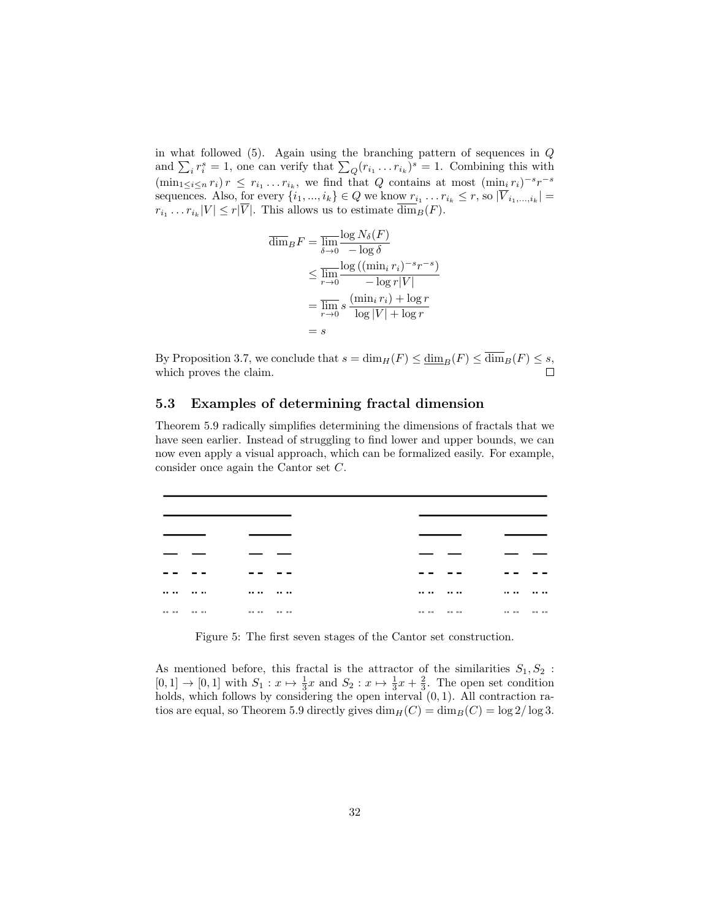in what followed (5). Again using the branching pattern of sequences in $Q$ and $\sum_i r_i^s = 1$, one can verify that $\sum_Q (r_{i_1} \dots r_{i_k})^s = 1$. Combining this with $(\min_{1 \le i \le n} r_i) r \le r_{i_1} \dots r_{i_k}$, we find that $Q$ contains at most $(\min_i r_i)^{-s} r^{-s}$ sequences. Also, for every $\{i_1, ..., i_k\} \in Q$ we know $r_{i_1} \dots r_{i_k} \le r$, so $|\overline{V}_{i_1,...,i_k}| = r_{i_1} \dots r_{i_k} |V| \le r|\overline{V}|$. This allows us to estimate $\overline{\dim}_B(F)$.

$$
\begin{aligned}
\overline{\dim}_B F &= \overline{\lim_{\delta \to 0}} \frac{\log N_\delta(F)}{-\log \delta} \\
&\le \overline{\lim_{r \to 0}} \frac{\log\left((\min_i r_i)^{-s} r^{-s}\right)}{-\log r|V|} \\
&= \overline{\lim_{r \to 0}}\, s \, \frac{(\min_i r_i) + \log r}{\log |V| + \log r} \\
&= s
\end{aligned}
$$

By Proposition 3.7, we conclude that $s = \dim_H(F) \le \underline{\dim}_B(F) \le \overline{\dim}_B(F) \le s$, which proves the claim. $\square$

### 5.3 Examples of determining fractal dimension

Theorem 5.9 radically simplifies determining the dimensions of fractals that we have seen earlier. Instead of struggling to find lower and upper bounds, we can now even apply a visual approach, which can be formalized easily. For example, consider once again the Cantor set $C$.

Figure 5: The first seven stages of the Cantor set construction.

As mentioned before, this fractal is the attractor of the similarities $S_1, S_2 : [0,1] \to [0,1]$ with $S_1 : x \mapsto \frac{1}{3}x$ and $S_2 : x \mapsto \frac{1}{3}x + \frac{2}{3}$. The open set condition holds, which follows by considering the open interval $(0,1)$. All contraction ratios are equal, so Theorem 5.9 directly gives $\dim_H(C) = \dim_B(C) = \log 2 / \log 3$.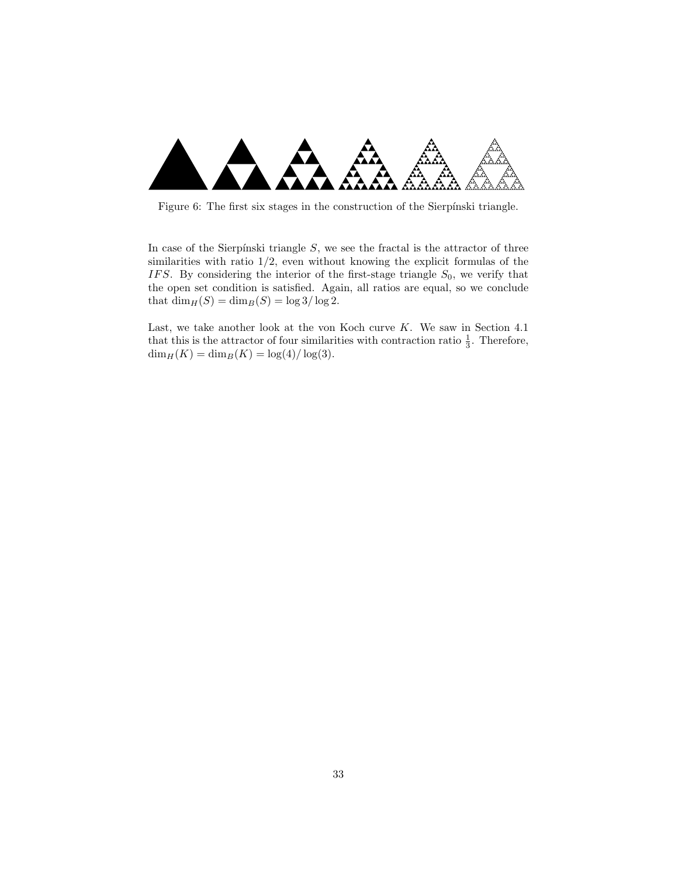Figure 6: The first six stages in the construction of the Sierpínski triangle.

In case of the Sierpínski triangle $S$, we see the fractal is the attractor of three similarities with ratio $1/2$, even without knowing the explicit formulas of the $IFS$. By considering the interior of the first-stage triangle $S_0$, we verify that the open set condition is satisfied. Again, all ratios are equal, so we conclude that $\dim_H(S) = \dim_B(S) = \log 3/\log 2$.

Last, we take another look at the von Koch curve $K$. We saw in Section 4.1 that this is the attractor of four similarities with contraction ratio $\frac{1}{3}$. Therefore, $\dim_H(K) = \dim_B(K) = \log(4)/\log(3)$.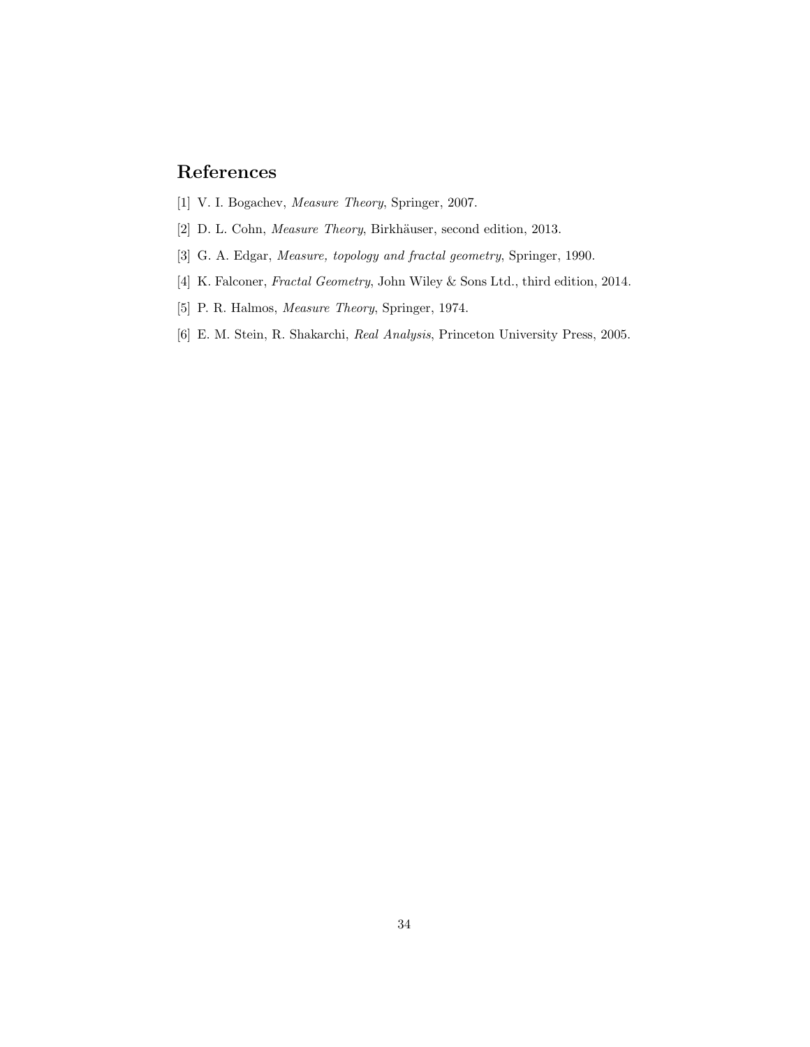## References

[1] V. I. Bogachev, *Measure Theory*, Springer, 2007.

[2] D. L. Cohn, *Measure Theory*, Birkhäuser, second edition, 2013.

[3] G. A. Edgar, *Measure, topology and fractal geometry*, Springer, 1990.

[4] K. Falconer, *Fractal Geometry*, John Wiley & Sons Ltd., third edition, 2014.

[5] P. R. Halmos, *Measure Theory*, Springer, 1974.

[6] E. M. Stein, R. Shakarchi, *Real Analysis*, Princeton University Press, 2005.